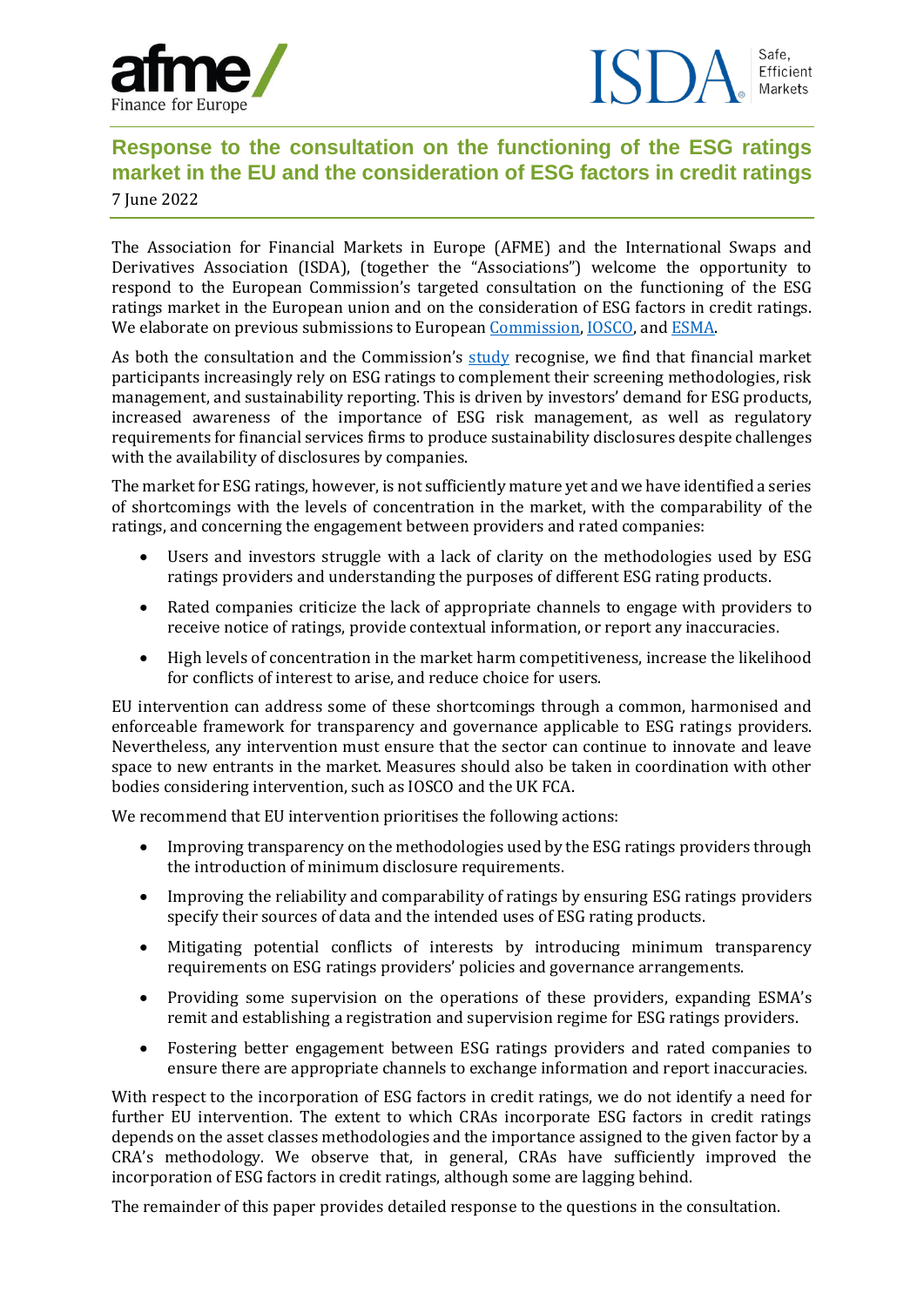# Response to the consultation on the functioning of the ESG ratings market in the EU and the consideration of ESG factors in credit ratings

7 June 2022

The Association for Financial Markets in Europe (AFME) and the International Swaps and Derivatives Association (ISDA), (together the "Associations") welcome the opportunity to respond to the European Commission's targeted consultation on the functioning of the ESG ratings market in the European union and on the consideration of ESG factors in credit ratings. We elaborate on previous submissions to European Commission, IOSCO, and ESMA.

As both the consultation and the Commission's study recognise, we find that financial market participants increasingly rely on ESG ratings to complement their screening methodologies, risk management, and sustainability reporting. This is driven by investors' demand for ESG products, increased awareness of the importance of ESG risk management, as well as regulatory requirements for financial services firms to produce sustainability disclosures despite challenges with the availability of disclosures by companies.

The market for ESG ratings, however, is not sufficiently mature yet and we have identified a series of shortcomings with the levels of concentration in the market, with the comparability of the ratings, and concerning the engagement between providers and rated companies:

- Users and investors struggle with a lack of clarity on the methodologies used by ESG ratings providers and understanding the purposes of different ESG rating products.
- Rated companies criticize the lack of appropriate channels to engage with providers to receive notice of ratings, provide contextual information, or report any inaccuracies.
- High levels of concentration in the market harm competitiveness, increase the likelihood for conflicts of interest to arise, and reduce choice for users.

EU intervention can address some of these shortcomings through a common, harmonised and enforceable framework for transparency and governance applicable to ESG ratings providers. Nevertheless, any intervention must ensure that the sector can continue to innovate and leave space to new entrants in the market. Measures should also be taken in coordination with other bodies considering intervention, such as IOSCO and the UK FCA.

We recommend that EU intervention prioritises the following actions:

- Improving transparency on the methodologies used by the ESG ratings providers through the introduction of minimum disclosure requirements.
- Improving the reliability and comparability of ratings by ensuring ESG ratings providers specify their sources of data and the intended uses of ESG rating products.
- Mitigating potential conflicts of interests by introducing minimum transparency requirements on ESG ratings providers' policies and governance arrangements.
- Providing some supervision on the operations of these providers, expanding ESMA's remit and establishing a registration and supervision regime for ESG ratings providers.
- Fostering better engagement between ESG ratings providers and rated companies to ensure there are appropriate channels to exchange information and report inaccuracies.

With respect to the incorporation of ESG factors in credit ratings, we do not identify a need for further EU intervention. The extent to which CRAs incorporate ESG factors in credit ratings depends on the asset classes methodologies and the importance assigned to the given factor by a CRA's methodology. We observe that, in general, CRAs have sufficiently improved the incorporation of ESG factors in credit ratings, although some are lagging behind.

The remainder of this paper provides detailed response to the questions in the consultation.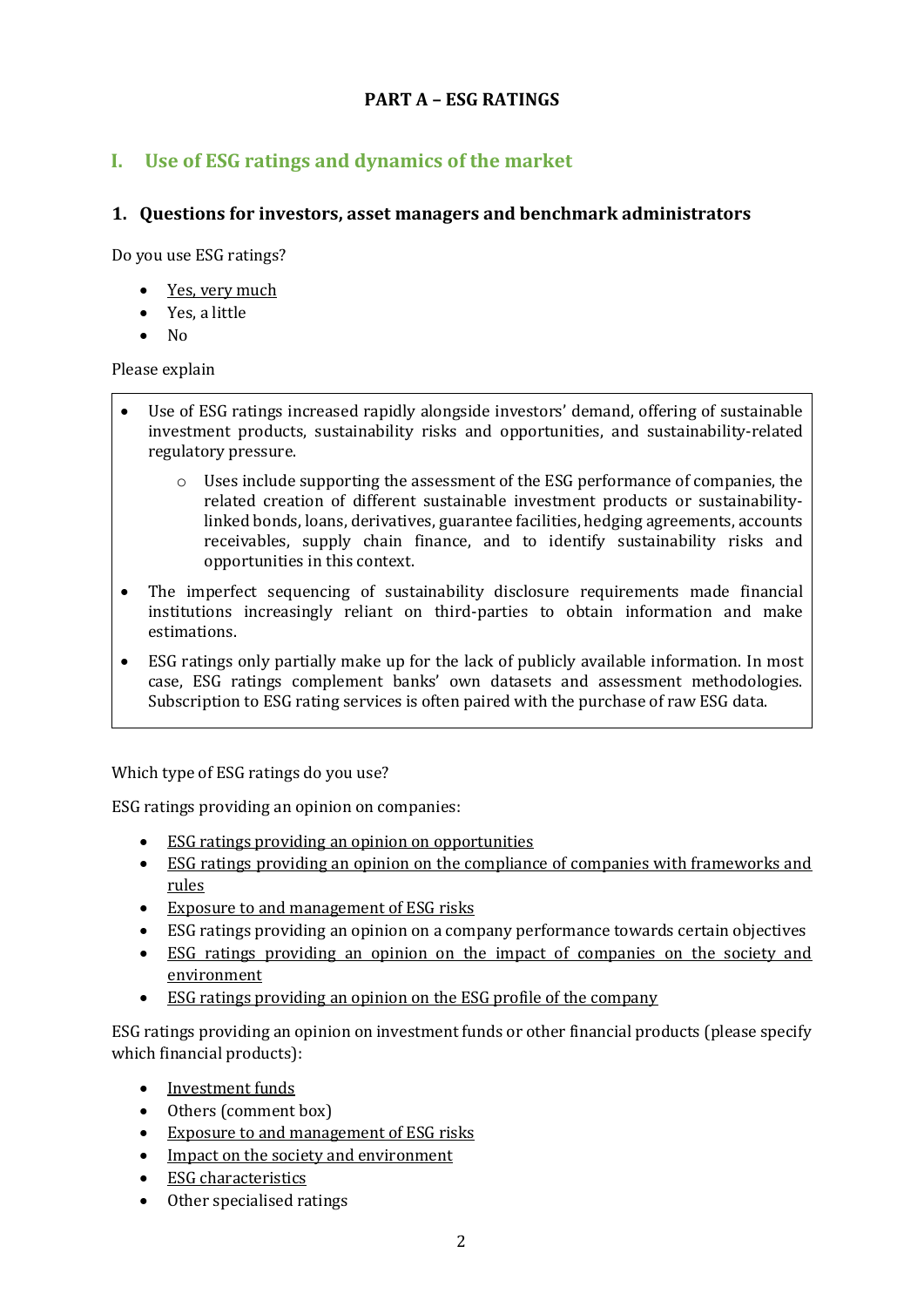**PART A – ESG RATINGS**

## I. Use of ESG ratings and dynamics of the market

### 1. Questions for investors, asset managers and benchmark administrators

Do you use ESG ratings?

- <u>Yes, very much</u>
- Yes, a little
- No

Please explain

- Use of ESG ratings increased rapidly alongside investors' demand, offering of sustainable investment products, sustainability risks and opportunities, and sustainability-related regulatory pressure.
    - Uses include supporting the assessment of the ESG performance of companies, the related creation of different sustainable investment products or sustainability-linked bonds, loans, derivatives, guarantee facilities, hedging agreements, accounts receivables, supply chain finance, and to identify sustainability risks and opportunities in this context.
- The imperfect sequencing of sustainability disclosure requirements made financial institutions increasingly reliant on third-parties to obtain information and make estimations.
- ESG ratings only partially make up for the lack of publicly available information. In most case, ESG ratings complement banks' own datasets and assessment methodologies. Subscription to ESG rating services is often paired with the purchase of raw ESG data.

Which type of ESG ratings do you use?

ESG ratings providing an opinion on companies:

- <u>ESG ratings providing an opinion on opportunities</u>
- <u>ESG ratings providing an opinion on the compliance of companies with frameworks and rules</u>
- <u>Exposure to and management of ESG risks</u>
- ESG ratings providing an opinion on a company performance towards certain objectives
- <u>ESG ratings providing an opinion on the impact of companies on the society and environment</u>
- <u>ESG ratings providing an opinion on the ESG profile of the company</u>

ESG ratings providing an opinion on investment funds or other financial products (please specify which financial products):

- <u>Investment funds</u>
- Others (comment box)
- <u>Exposure to and management of ESG risks</u>
- <u>Impact on the society and environment</u>
- <u>ESG characteristics</u>
- Other specialised ratings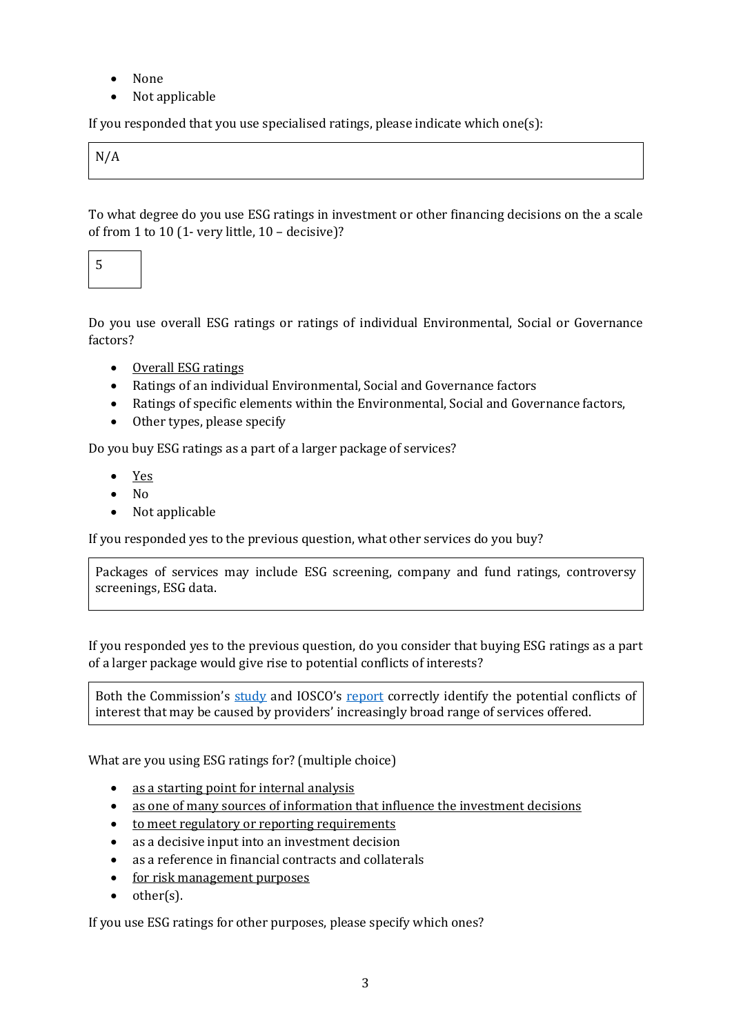- None
- Not applicable

If you responded that you use specialised ratings, please indicate which one(s):

N/A

To what degree do you use ESG ratings in investment or other financing decisions on the a scale of from 1 to 10 (1- very little, 10 – decisive)?

5

Do you use overall ESG ratings or ratings of individual Environmental, Social or Governance factors?

- <u>Overall ESG ratings</u>
- Ratings of an individual Environmental, Social and Governance factors
- Ratings of specific elements within the Environmental, Social and Governance factors,
- Other types, please specify

Do you buy ESG ratings as a part of a larger package of services?

- <u>Yes</u>
- No
- Not applicable

If you responded yes to the previous question, what other services do you buy?

Packages of services may include ESG screening, company and fund ratings, controversy screenings, ESG data.

If you responded yes to the previous question, do you consider that buying ESG ratings as a part of a larger package would give rise to potential conflicts of interests?

Both the Commission's study and IOSCO's report correctly identify the potential conflicts of interest that may be caused by providers' increasingly broad range of services offered.

What are you using ESG ratings for? (multiple choice)

- <u>as a starting point for internal analysis</u>
- <u>as one of many sources of information that influence the investment decisions</u>
- <u>to meet regulatory or reporting requirements</u>
- as a decisive input into an investment decision
- as a reference in financial contracts and collaterals
- <u>for risk management purposes</u>
- other(s).

If you use ESG ratings for other purposes, please specify which ones?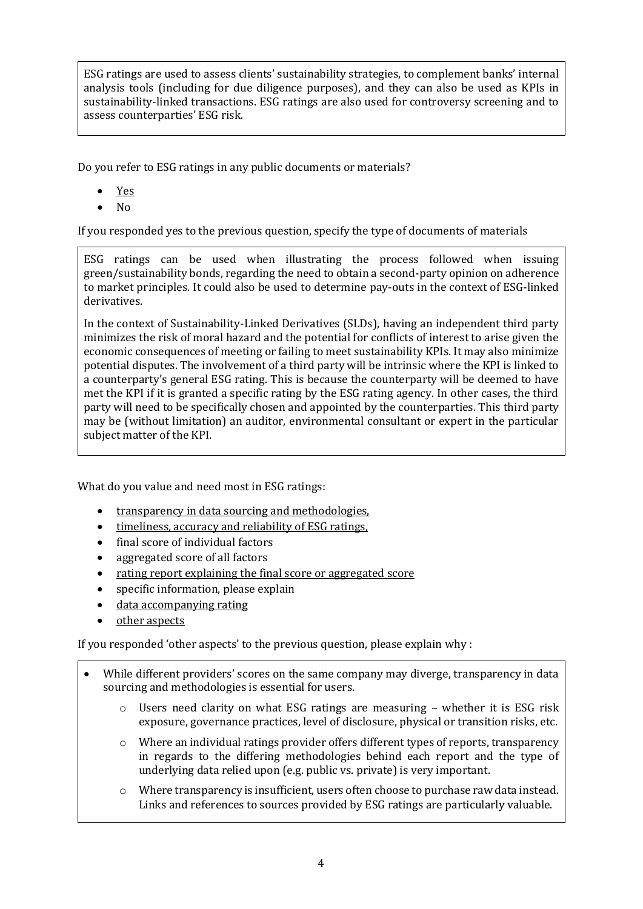ESG ratings are used to assess clients' sustainability strategies, to complement banks' internal analysis tools (including for due diligence purposes), and they can also be used as KPIs in sustainability-linked transactions. ESG ratings are also used for controversy screening and to assess counterparties' ESG risk.

Do you refer to ESG ratings in any public documents or materials?

- <u>Yes</u>
- No

If you responded yes to the previous question, specify the type of documents of materials

ESG ratings can be used when illustrating the process followed when issuing green/sustainability bonds, regarding the need to obtain a second-party opinion on adherence to market principles. It could also be used to determine pay-outs in the context of ESG-linked derivatives.

In the context of Sustainability-Linked Derivatives (SLDs), having an independent third party minimizes the risk of moral hazard and the potential for conflicts of interest to arise given the economic consequences of meeting or failing to meet sustainability KPIs. It may also minimize potential disputes. The involvement of a third party will be intrinsic where the KPI is linked to a counterparty's general ESG rating. This is because the counterparty will be deemed to have met the KPI if it is granted a specific rating by the ESG rating agency. In other cases, the third party will need to be specifically chosen and appointed by the counterparties. This third party may be (without limitation) an auditor, environmental consultant or expert in the particular subject matter of the KPI.

What do you value and need most in ESG ratings:

- <u>transparency in data sourcing and methodologies,</u>
- <u>timeliness, accuracy and reliability of ESG ratings,</u>
- final score of individual factors
- aggregated score of all factors
- <u>rating report explaining the final score or aggregated score</u>
- specific information, please explain
- <u>data accompanying rating</u>
- <u>other aspects</u>

If you responded 'other aspects' to the previous question, please explain why :

- While different providers' scores on the same company may diverge, transparency in data sourcing and methodologies is essential for users.
  - Users need clarity on what ESG ratings are measuring – whether it is ESG risk exposure, governance practices, level of disclosure, physical or transition risks, etc.
  - Where an individual ratings provider offers different types of reports, transparency in regards to the differing methodologies behind each report and the type of underlying data relied upon (e.g. public vs. private) is very important.
  - Where transparency is insufficient, users often choose to purchase raw data instead. Links and references to sources provided by ESG ratings are particularly valuable.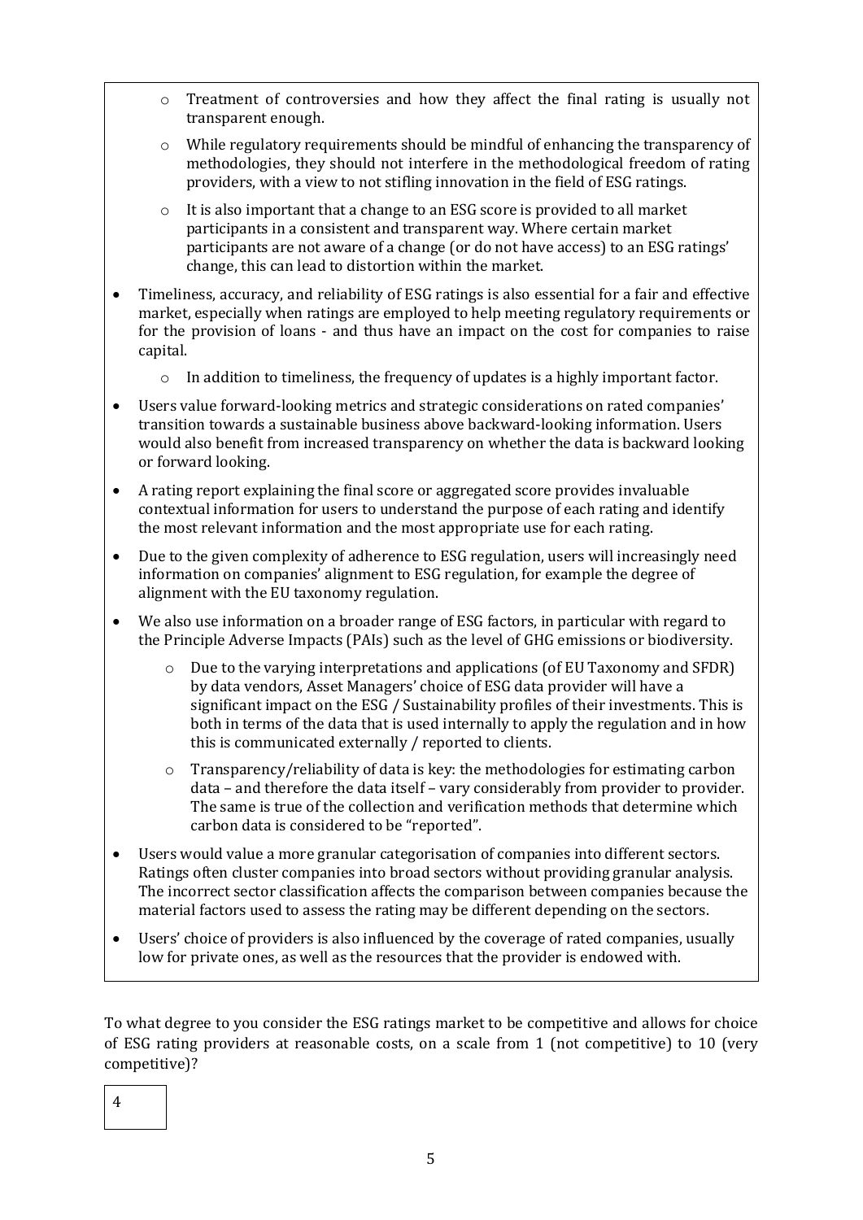- Treatment of controversies and how they affect the final rating is usually not transparent enough.
  - While regulatory requirements should be mindful of enhancing the transparency of methodologies, they should not interfere in the methodological freedom of rating providers, with a view to not stifling innovation in the field of ESG ratings.
  - It is also important that a change to an ESG score is provided to all market participants in a consistent and transparent way. Where certain market participants are not aware of a change (or do not have access) to an ESG ratings' change, this can lead to distortion within the market.
- Timeliness, accuracy, and reliability of ESG ratings is also essential for a fair and effective market, especially when ratings are employed to help meeting regulatory requirements or for the provision of loans - and thus have an impact on the cost for companies to raise capital.
  - In addition to timeliness, the frequency of updates is a highly important factor.
- Users value forward-looking metrics and strategic considerations on rated companies' transition towards a sustainable business above backward-looking information. Users would also benefit from increased transparency on whether the data is backward looking or forward looking.
- A rating report explaining the final score or aggregated score provides invaluable contextual information for users to understand the purpose of each rating and identify the most relevant information and the most appropriate use for each rating.
- Due to the given complexity of adherence to ESG regulation, users will increasingly need information on companies' alignment to ESG regulation, for example the degree of alignment with the EU taxonomy regulation.
- We also use information on a broader range of ESG factors, in particular with regard to the Principle Adverse Impacts (PAIs) such as the level of GHG emissions or biodiversity.
  - Due to the varying interpretations and applications (of EU Taxonomy and SFDR) by data vendors, Asset Managers' choice of ESG data provider will have a significant impact on the ESG / Sustainability profiles of their investments. This is both in terms of the data that is used internally to apply the regulation and in how this is communicated externally / reported to clients.
  - Transparency/reliability of data is key: the methodologies for estimating carbon data – and therefore the data itself – vary considerably from provider to provider. The same is true of the collection and verification methods that determine which carbon data is considered to be "reported".
- Users would value a more granular categorisation of companies into different sectors. Ratings often cluster companies into broad sectors without providing granular analysis. The incorrect sector classification affects the comparison between companies because the material factors used to assess the rating may be different depending on the sectors.
- Users' choice of providers is also influenced by the coverage of rated companies, usually low for private ones, as well as the resources that the provider is endowed with.

To what degree to you consider the ESG ratings market to be competitive and allows for choice of ESG rating providers at reasonable costs, on a scale from 1 (not competitive) to 10 (very competitive)?

4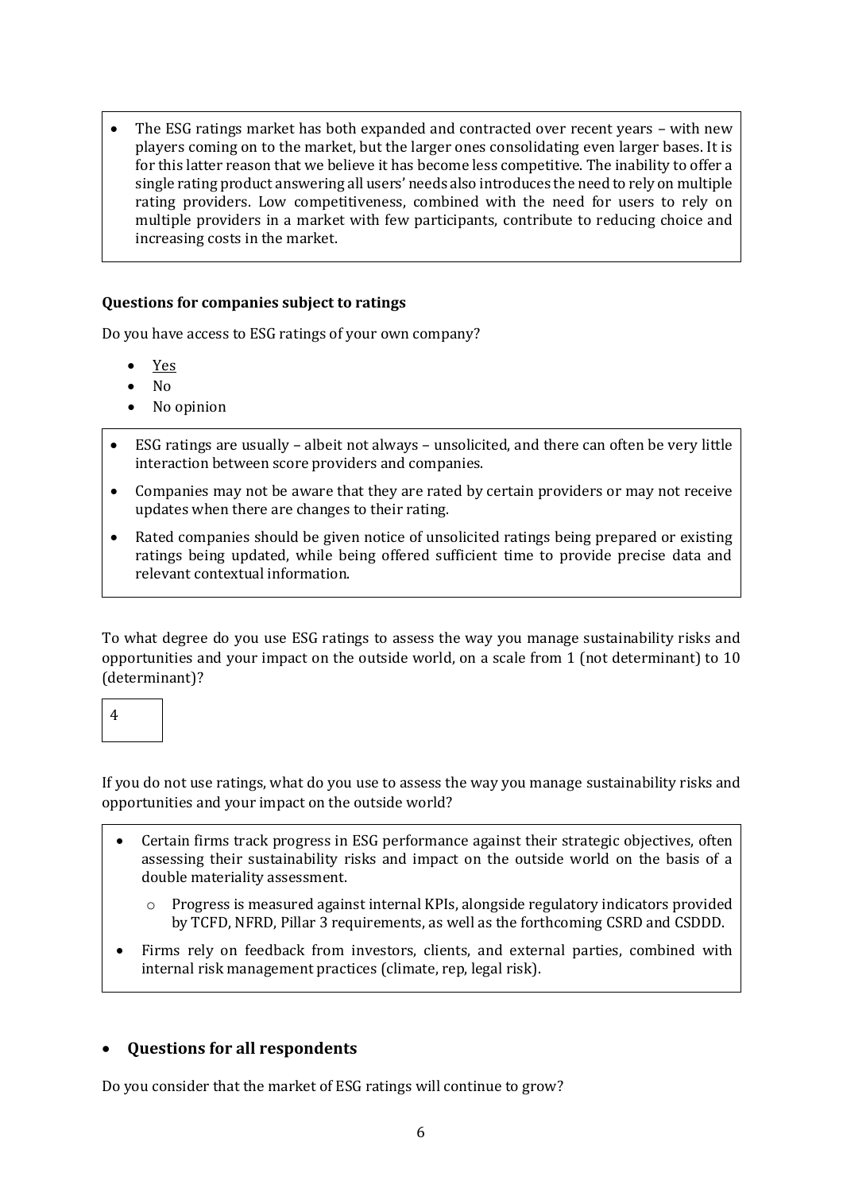- The ESG ratings market has both expanded and contracted over recent years – with new players coming on to the market, but the larger ones consolidating even larger bases. It is for this latter reason that we believe it has become less competitive. The inability to offer a single rating product answering all users' needs also introduces the need to rely on multiple rating providers. Low competitiveness, combined with the need for users to rely on multiple providers in a market with few participants, contribute to reducing choice and increasing costs in the market.

**Questions for companies subject to ratings**

Do you have access to ESG ratings of your own company?

- <u>Yes</u>
- No
- No opinion

- ESG ratings are usually – albeit not always – unsolicited, and there can often be very little interaction between score providers and companies.
- Companies may not be aware that they are rated by certain providers or may not receive updates when there are changes to their rating.
- Rated companies should be given notice of unsolicited ratings being prepared or existing ratings being updated, while being offered sufficient time to provide precise data and relevant contextual information.

To what degree do you use ESG ratings to assess the way you manage sustainability risks and opportunities and your impact on the outside world, on a scale from 1 (not determinant) to 10 (determinant)?

4

If you do not use ratings, what do you use to assess the way you manage sustainability risks and opportunities and your impact on the outside world?

- Certain firms track progress in ESG performance against their strategic objectives, often assessing their sustainability risks and impact on the outside world on the basis of a double materiality assessment.
  - Progress is measured against internal KPIs, alongside regulatory indicators provided by TCFD, NFRD, Pillar 3 requirements, as well as the forthcoming CSRD and CSDDD.
- Firms rely on feedback from investors, clients, and external parties, combined with internal risk management practices (climate, rep, legal risk).

- **Questions for all respondents**

Do you consider that the market of ESG ratings will continue to grow?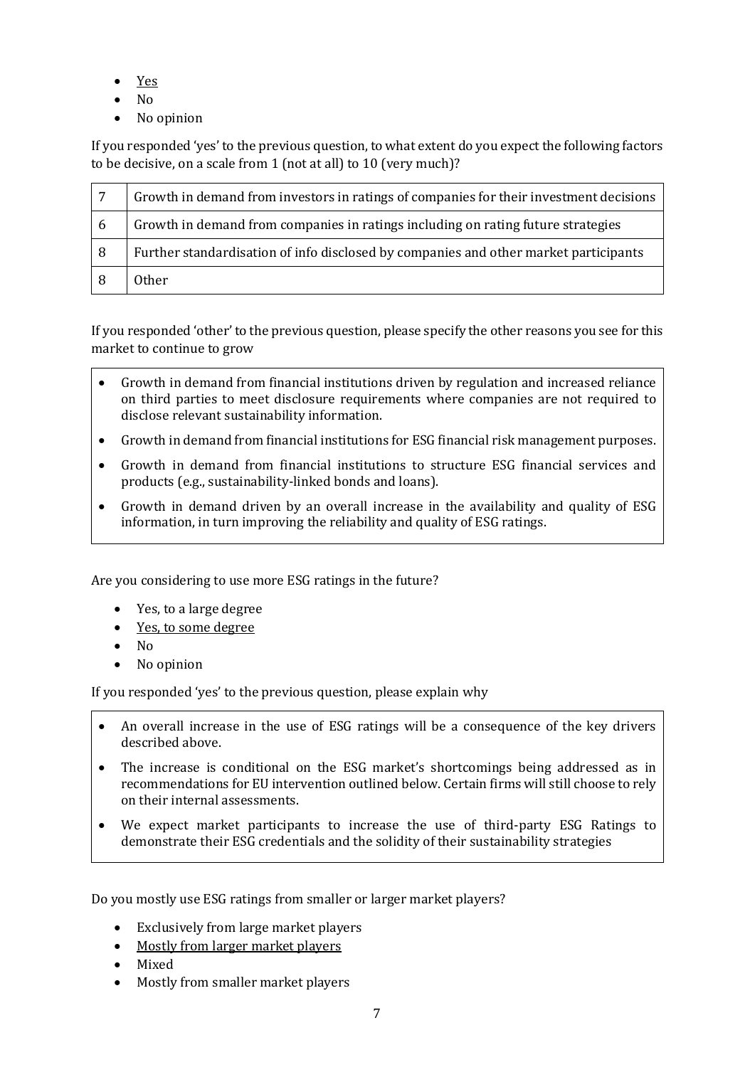- <u>Yes</u>
- No
- No opinion

If you responded 'yes' to the previous question, to what extent do you expect the following factors to be decisive, on a scale from 1 (not at all) to 10 (very much)?

| | |
|---|---|
| 7 | Growth in demand from investors in ratings of companies for their investment decisions |
| 6 | Growth in demand from companies in ratings including on rating future strategies |
| 8 | Further standardisation of info disclosed by companies and other market participants |
| 8 | Other |

If you responded 'other' to the previous question, please specify the other reasons you see for this market to continue to grow

- Growth in demand from financial institutions driven by regulation and increased reliance on third parties to meet disclosure requirements where companies are not required to disclose relevant sustainability information.
- Growth in demand from financial institutions for ESG financial risk management purposes.
- Growth in demand from financial institutions to structure ESG financial services and products (e.g., sustainability-linked bonds and loans).
- Growth in demand driven by an overall increase in the availability and quality of ESG information, in turn improving the reliability and quality of ESG ratings.

Are you considering to use more ESG ratings in the future?

- Yes, to a large degree
- <u>Yes, to some degree</u>
- No
- No opinion

If you responded 'yes' to the previous question, please explain why

- An overall increase in the use of ESG ratings will be a consequence of the key drivers described above.
- The increase is conditional on the ESG market's shortcomings being addressed as in recommendations for EU intervention outlined below. Certain firms will still choose to rely on their internal assessments.
- We expect market participants to increase the use of third-party ESG Ratings to demonstrate their ESG credentials and the solidity of their sustainability strategies

Do you mostly use ESG ratings from smaller or larger market players?

- Exclusively from large market players
- <u>Mostly from larger market players</u>
- Mixed
- Mostly from smaller market players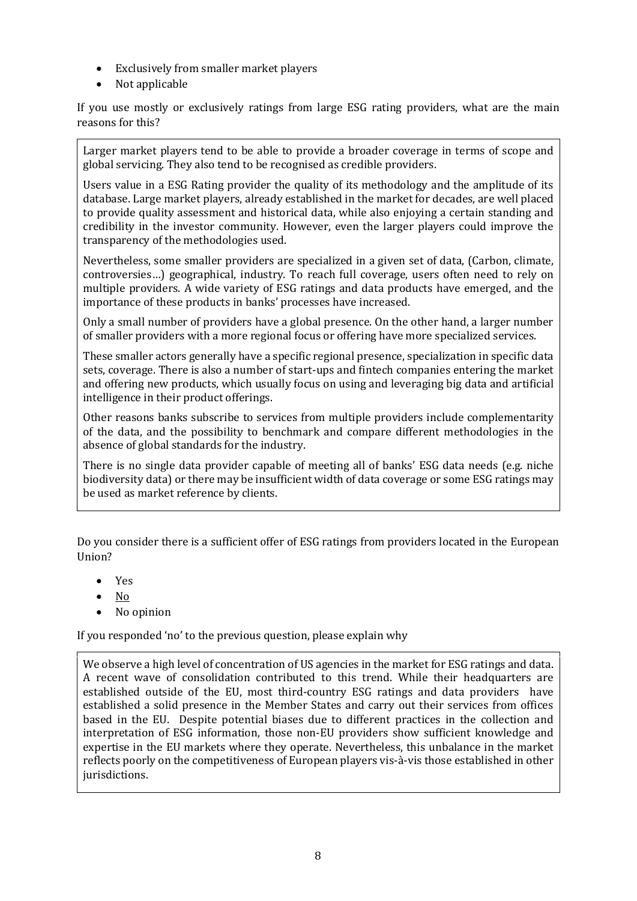- Exclusively from smaller market players
- Not applicable

If you use mostly or exclusively ratings from large ESG rating providers, what are the main reasons for this?

> Larger market players tend to be able to provide a broader coverage in terms of scope and global servicing. They also tend to be recognised as credible providers.
>
> Users value in a ESG Rating provider the quality of its methodology and the amplitude of its database. Large market players, already established in the market for decades, are well placed to provide quality assessment and historical data, while also enjoying a certain standing and credibility in the investor community. However, even the larger players could improve the transparency of the methodologies used.
>
> Nevertheless, some smaller providers are specialized in a given set of data, (Carbon, climate, controversies…) geographical, industry. To reach full coverage, users often need to rely on multiple providers. A wide variety of ESG ratings and data products have emerged, and the importance of these products in banks' processes have increased.
>
> Only a small number of providers have a global presence. On the other hand, a larger number of smaller providers with a more regional focus or offering have more specialized services.
>
> These smaller actors generally have a specific regional presence, specialization in specific data sets, coverage. There is also a number of start-ups and fintech companies entering the market and offering new products, which usually focus on using and leveraging big data and artificial intelligence in their product offerings.
>
> Other reasons banks subscribe to services from multiple providers include complementarity of the data, and the possibility to benchmark and compare different methodologies in the absence of global standards for the industry.
>
> There is no single data provider capable of meeting all of banks' ESG data needs (e.g. niche biodiversity data) or there may be insufficient width of data coverage or some ESG ratings may be used as market reference by clients.

Do you consider there is a sufficient offer of ESG ratings from providers located in the European Union?

- Yes
- <u>No</u>
- No opinion

If you responded 'no' to the previous question, please explain why

> We observe a high level of concentration of US agencies in the market for ESG ratings and data. A recent wave of consolidation contributed to this trend. While their headquarters are established outside of the EU, most third-country ESG ratings and data providers have established a solid presence in the Member States and carry out their services from offices based in the EU. Despite potential biases due to different practices in the collection and interpretation of ESG information, those non-EU providers show sufficient knowledge and expertise in the EU markets where they operate. Nevertheless, this unbalance in the market reflects poorly on the competitiveness of European players vis-à-vis those established in other jurisdictions.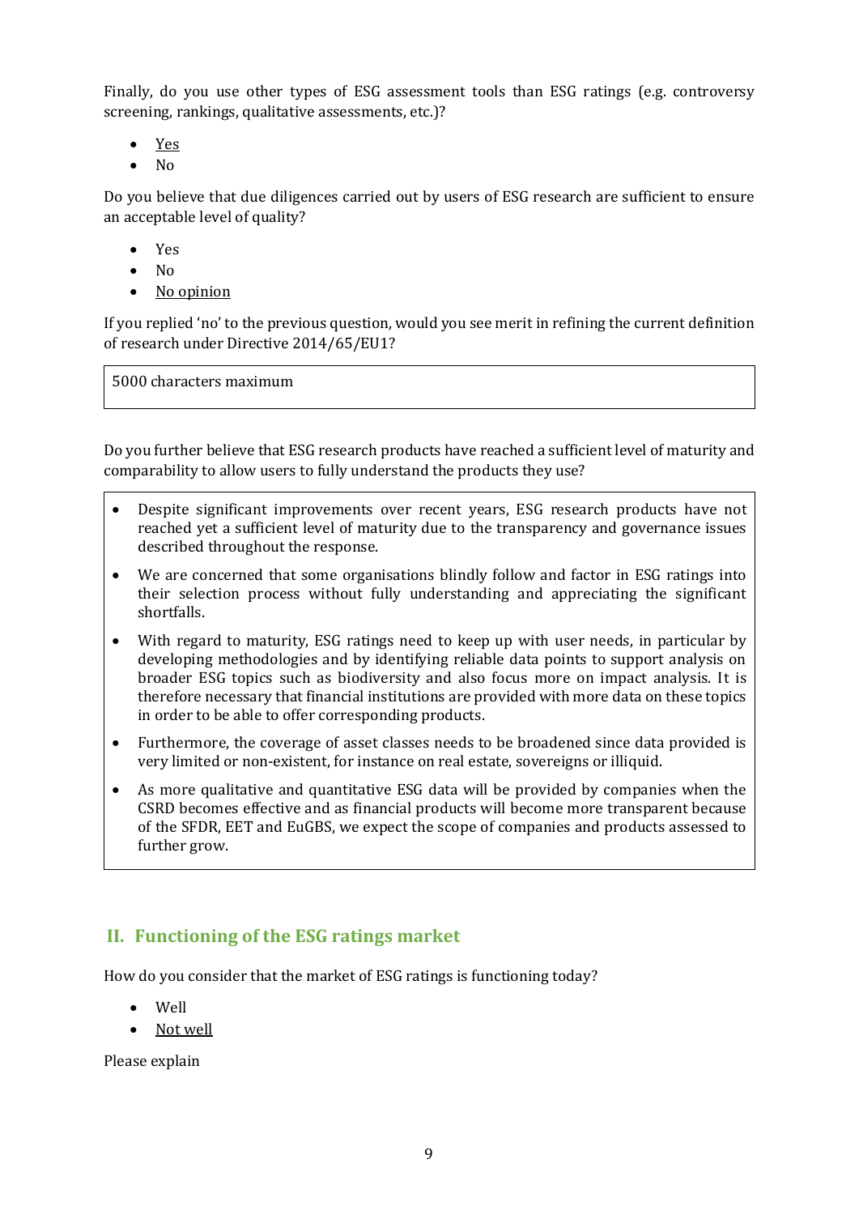Finally, do you use other types of ESG assessment tools than ESG ratings (e.g. controversy screening, rankings, qualitative assessments, etc.)?

- <u>Yes</u>
- No

Do you believe that due diligences carried out by users of ESG research are sufficient to ensure an acceptable level of quality?

- Yes
- No
- <u>No opinion</u>

If you replied 'no' to the previous question, would you see merit in refining the current definition of research under Directive 2014/65/EU1?

| 5000 characters maximum |
|---|

Do you further believe that ESG research products have reached a sufficient level of maturity and comparability to allow users to fully understand the products they use?

- Despite significant improvements over recent years, ESG research products have not reached yet a sufficient level of maturity due to the transparency and governance issues described throughout the response.
- We are concerned that some organisations blindly follow and factor in ESG ratings into their selection process without fully understanding and appreciating the significant shortfalls.
- With regard to maturity, ESG ratings need to keep up with user needs, in particular by developing methodologies and by identifying reliable data points to support analysis on broader ESG topics such as biodiversity and also focus more on impact analysis. It is therefore necessary that financial institutions are provided with more data on these topics in order to be able to offer corresponding products.
- Furthermore, the coverage of asset classes needs to be broadened since data provided is very limited or non-existent, for instance on real estate, sovereigns or illiquid.
- As more qualitative and quantitative ESG data will be provided by companies when the CSRD becomes effective and as financial products will become more transparent because of the SFDR, EET and EuGBS, we expect the scope of companies and products assessed to further grow.

## II. Functioning of the ESG ratings market

How do you consider that the market of ESG ratings is functioning today?

- Well
- <u>Not well</u>

Please explain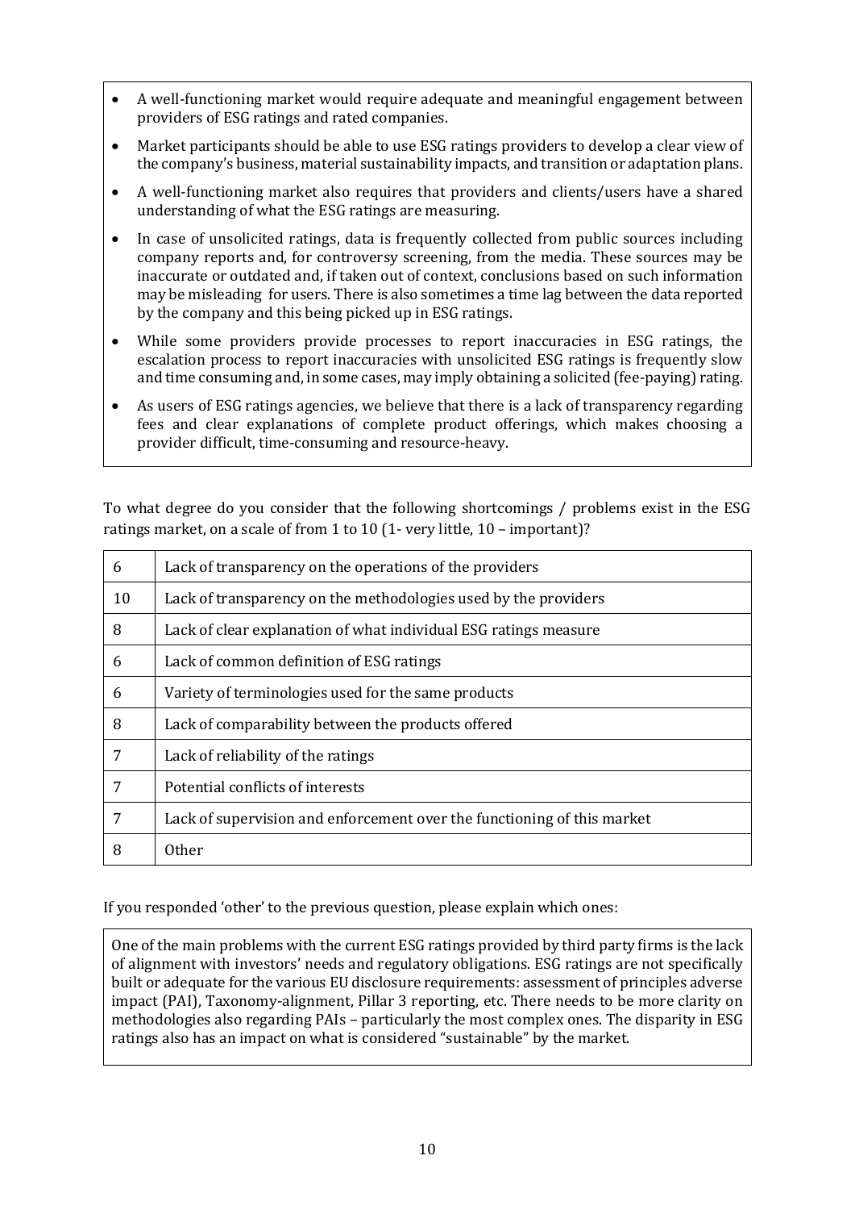- A well-functioning market would require adequate and meaningful engagement between providers of ESG ratings and rated companies.
- Market participants should be able to use ESG ratings providers to develop a clear view of the company's business, material sustainability impacts, and transition or adaptation plans.
- A well-functioning market also requires that providers and clients/users have a shared understanding of what the ESG ratings are measuring.
- In case of unsolicited ratings, data is frequently collected from public sources including company reports and, for controversy screening, from the media. These sources may be inaccurate or outdated and, if taken out of context, conclusions based on such information may be misleading for users. There is also sometimes a time lag between the data reported by the company and this being picked up in ESG ratings.
- While some providers provide processes to report inaccuracies in ESG ratings, the escalation process to report inaccuracies with unsolicited ESG ratings is frequently slow and time consuming and, in some cases, may imply obtaining a solicited (fee-paying) rating.
- As users of ESG ratings agencies, we believe that there is a lack of transparency regarding fees and clear explanations of complete product offerings, which makes choosing a provider difficult, time-consuming and resource-heavy.

To what degree do you consider that the following shortcomings / problems exist in the ESG ratings market, on a scale of from 1 to 10 (1- very little, 10 – important)?

| Score | Shortcoming / problem |
|---|---|
| 6 | Lack of transparency on the operations of the providers |
| 10 | Lack of transparency on the methodologies used by the providers |
| 8 | Lack of clear explanation of what individual ESG ratings measure |
| 6 | Lack of common definition of ESG ratings |
| 6 | Variety of terminologies used for the same products |
| 8 | Lack of comparability between the products offered |
| 7 | Lack of reliability of the ratings |
| 7 | Potential conflicts of interests |
| 7 | Lack of supervision and enforcement over the functioning of this market |
| 8 | Other |

If you responded 'other' to the previous question, please explain which ones:

One of the main problems with the current ESG ratings provided by third party firms is the lack of alignment with investors' needs and regulatory obligations. ESG ratings are not specifically built or adequate for the various EU disclosure requirements: assessment of principles adverse impact (PAI), Taxonomy-alignment, Pillar 3 reporting, etc. There needs to be more clarity on methodologies also regarding PAIs – particularly the most complex ones. The disparity in ESG ratings also has an impact on what is considered "sustainable" by the market.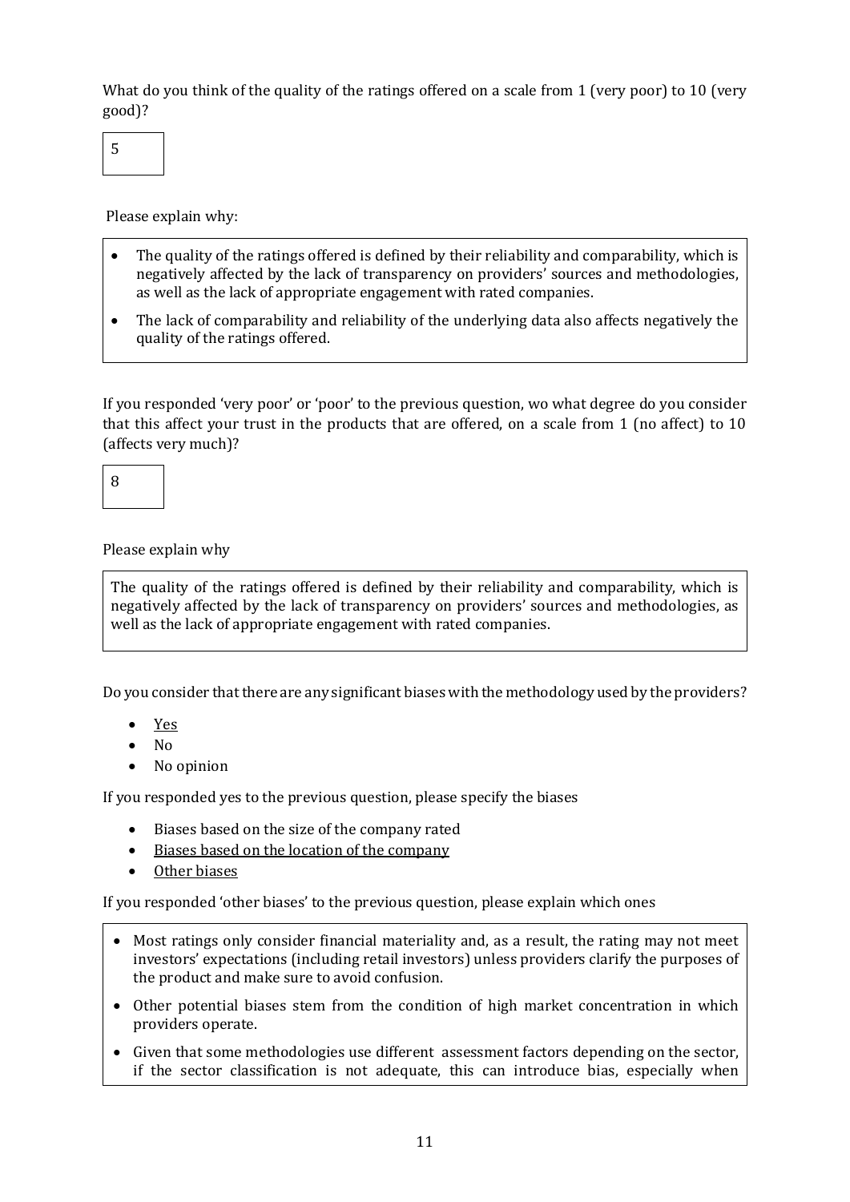What do you think of the quality of the ratings offered on a scale from 1 (very poor) to 10 (very good)?

| 5 |
|---|

Please explain why:

- The quality of the ratings offered is defined by their reliability and comparability, which is negatively affected by the lack of transparency on providers' sources and methodologies, as well as the lack of appropriate engagement with rated companies.
- The lack of comparability and reliability of the underlying data also affects negatively the quality of the ratings offered.

If you responded 'very poor' or 'poor' to the previous question, wo what degree do you consider that this affect your trust in the products that are offered, on a scale from 1 (no affect) to 10 (affects very much)?

| 8 |
|---|

Please explain why

The quality of the ratings offered is defined by their reliability and comparability, which is negatively affected by the lack of transparency on providers' sources and methodologies, as well as the lack of appropriate engagement with rated companies.

Do you consider that there are any significant biases with the methodology used by the providers?

- <u>Yes</u>
- No
- No opinion

If you responded yes to the previous question, please specify the biases

- Biases based on the size of the company rated
- <u>Biases based on the location of the company</u>
- <u>Other biases</u>

If you responded 'other biases' to the previous question, please explain which ones

- Most ratings only consider financial materiality and, as a result, the rating may not meet investors' expectations (including retail investors) unless providers clarify the purposes of the product and make sure to avoid confusion.
- Other potential biases stem from the condition of high market concentration in which providers operate.
- Given that some methodologies use different assessment factors depending on the sector, if the sector classification is not adequate, this can introduce bias, especially when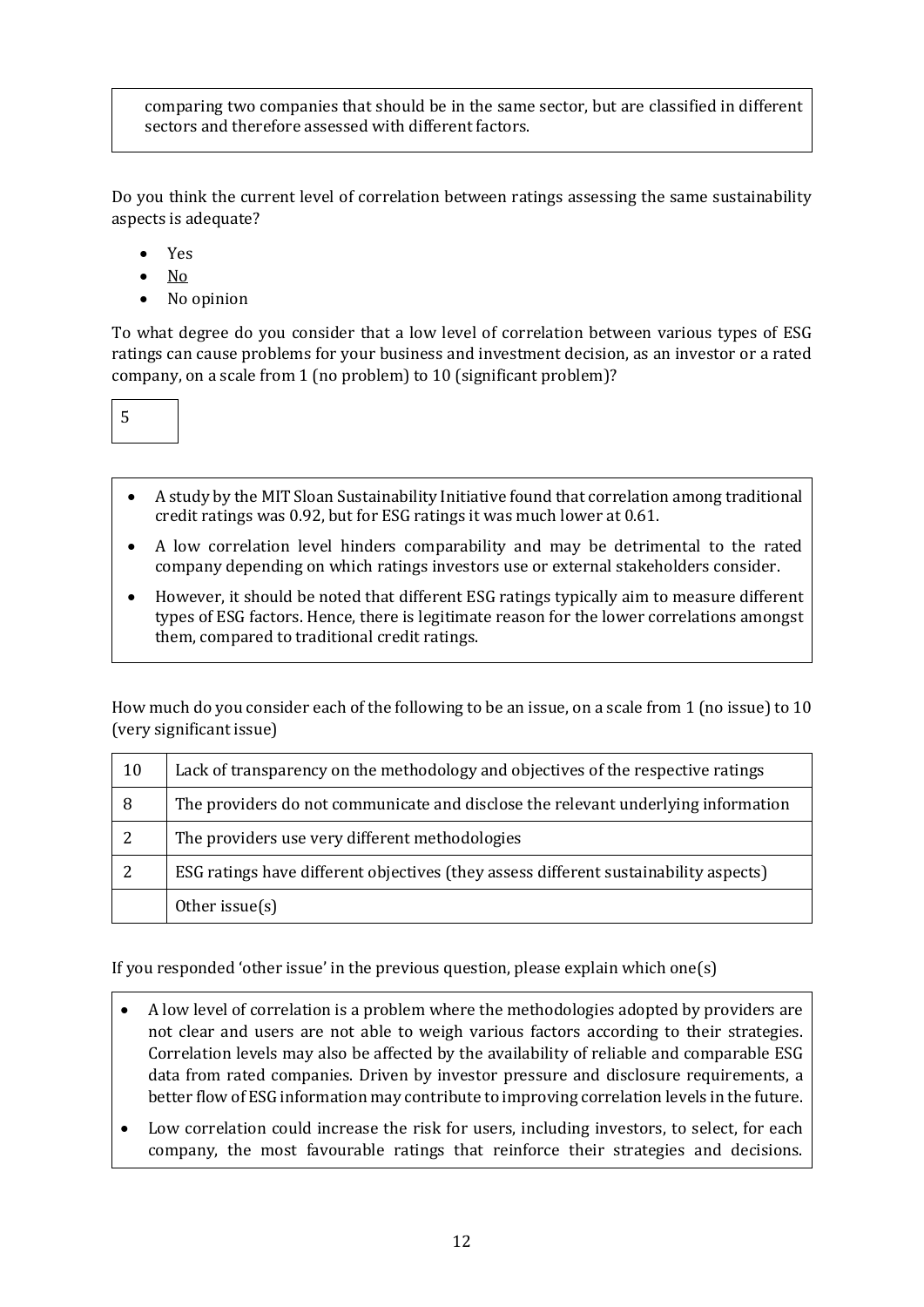comparing two companies that should be in the same sector, but are classified in different sectors and therefore assessed with different factors.

Do you think the current level of correlation between ratings assessing the same sustainability aspects is adequate?

- Yes
- <u>No</u>
- No opinion

To what degree do you consider that a low level of correlation between various types of ESG ratings can cause problems for your business and investment decision, as an investor or a rated company, on a scale from 1 (no problem) to 10 (significant problem)?

5

- A study by the MIT Sloan Sustainability Initiative found that correlation among traditional credit ratings was 0.92, but for ESG ratings it was much lower at 0.61.
- A low correlation level hinders comparability and may be detrimental to the rated company depending on which ratings investors use or external stakeholders consider.
- However, it should be noted that different ESG ratings typically aim to measure different types of ESG factors. Hence, there is legitimate reason for the lower correlations amongst them, compared to traditional credit ratings.

How much do you consider each of the following to be an issue, on a scale from 1 (no issue) to 10 (very significant issue)

| | |
|---|---|
| 10 | Lack of transparency on the methodology and objectives of the respective ratings |
| 8 | The providers do not communicate and disclose the relevant underlying information |
| 2 | The providers use very different methodologies |
| 2 | ESG ratings have different objectives (they assess different sustainability aspects) |
| | Other issue(s) |

If you responded 'other issue' in the previous question, please explain which one(s)

- A low level of correlation is a problem where the methodologies adopted by providers are not clear and users are not able to weigh various factors according to their strategies. Correlation levels may also be affected by the availability of reliable and comparable ESG data from rated companies. Driven by investor pressure and disclosure requirements, a better flow of ESG information may contribute to improving correlation levels in the future.
- Low correlation could increase the risk for users, including investors, to select, for each company, the most favourable ratings that reinforce their strategies and decisions.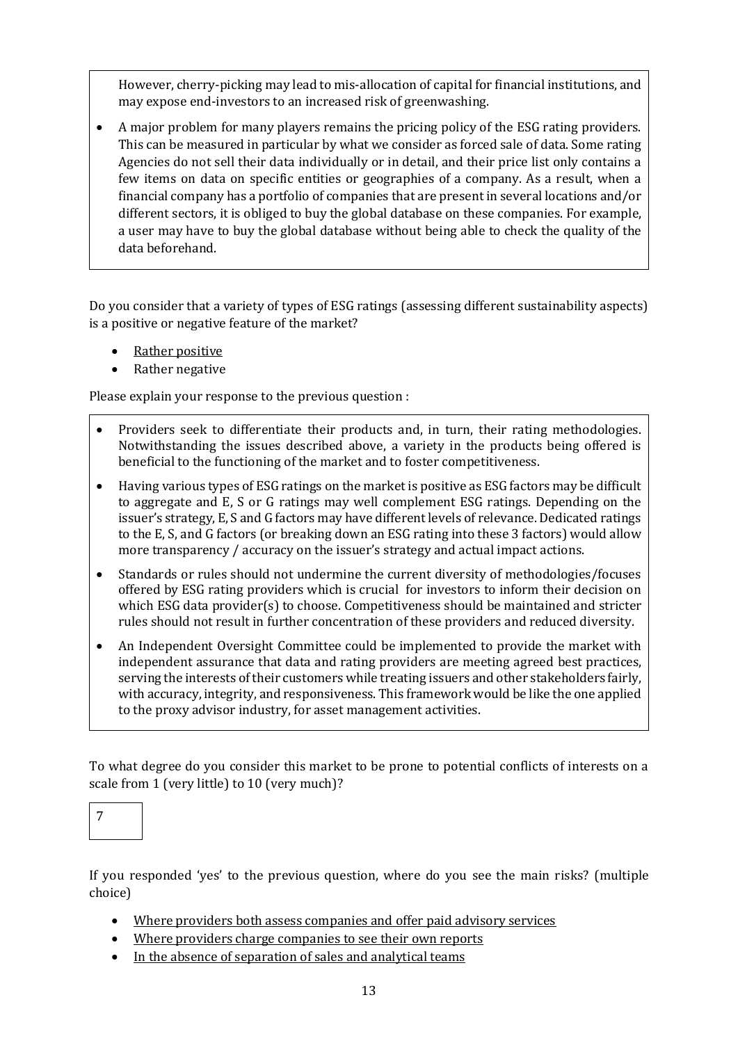However, cherry-picking may lead to mis-allocation of capital for financial institutions, and may expose end-investors to an increased risk of greenwashing.

- A major problem for many players remains the pricing policy of the ESG rating providers. This can be measured in particular by what we consider as forced sale of data. Some rating Agencies do not sell their data individually or in detail, and their price list only contains a few items on data on specific entities or geographies of a company. As a result, when a financial company has a portfolio of companies that are present in several locations and/or different sectors, it is obliged to buy the global database on these companies. For example, a user may have to buy the global database without being able to check the quality of the data beforehand.

Do you consider that a variety of types of ESG ratings (assessing different sustainability aspects) is a positive or negative feature of the market?

- <u>Rather positive</u>
- Rather negative

Please explain your response to the previous question :

- Providers seek to differentiate their products and, in turn, their rating methodologies. Notwithstanding the issues described above, a variety in the products being offered is beneficial to the functioning of the market and to foster competitiveness.
- Having various types of ESG ratings on the market is positive as ESG factors may be difficult to aggregate and E, S or G ratings may well complement ESG ratings. Depending on the issuer's strategy, E, S and G factors may have different levels of relevance. Dedicated ratings to the E, S, and G factors (or breaking down an ESG rating into these 3 factors) would allow more transparency / accuracy on the issuer's strategy and actual impact actions.
- Standards or rules should not undermine the current diversity of methodologies/focuses offered by ESG rating providers which is crucial for investors to inform their decision on which ESG data provider(s) to choose. Competitiveness should be maintained and stricter rules should not result in further concentration of these providers and reduced diversity.
- An Independent Oversight Committee could be implemented to provide the market with independent assurance that data and rating providers are meeting agreed best practices, serving the interests of their customers while treating issuers and other stakeholders fairly, with accuracy, integrity, and responsiveness. This framework would be like the one applied to the proxy advisor industry, for asset management activities.

To what degree do you consider this market to be prone to potential conflicts of interests on a scale from 1 (very little) to 10 (very much)?

7

If you responded 'yes' to the previous question, where do you see the main risks? (multiple choice)

- <u>Where providers both assess companies and offer paid advisory services</u>
- <u>Where providers charge companies to see their own reports</u>
- <u>In the absence of separation of sales and analytical teams</u>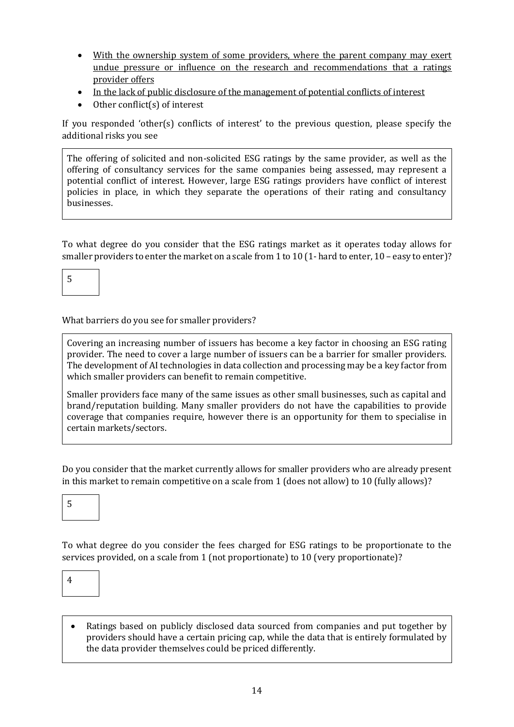- <u>With the ownership system of some providers, where the parent company may exert undue pressure or influence on the research and recommendations that a ratings provider offers</u>
- <u>In the lack of public disclosure of the management of potential conflicts of interest</u>
- Other conflict(s) of interest

If you responded 'other(s) conflicts of interest' to the previous question, please specify the additional risks you see

> The offering of solicited and non-solicited ESG ratings by the same provider, as well as the offering of consultancy services for the same companies being assessed, may represent a potential conflict of interest. However, large ESG ratings providers have conflict of interest policies in place, in which they separate the operations of their rating and consultancy businesses.

To what degree do you consider that the ESG ratings market as it operates today allows for smaller providers to enter the market on a scale from 1 to 10 (1- hard to enter, 10 – easy to enter)?

> 5

What barriers do you see for smaller providers?

> Covering an increasing number of issuers has become a key factor in choosing an ESG rating provider. The need to cover a large number of issuers can be a barrier for smaller providers. The development of AI technologies in data collection and processing may be a key factor from which smaller providers can benefit to remain competitive.
>
> Smaller providers face many of the same issues as other small businesses, such as capital and brand/reputation building. Many smaller providers do not have the capabilities to provide coverage that companies require, however there is an opportunity for them to specialise in certain markets/sectors.

Do you consider that the market currently allows for smaller providers who are already present in this market to remain competitive on a scale from 1 (does not allow) to 10 (fully allows)?

> 5

To what degree do you consider the fees charged for ESG ratings to be proportionate to the services provided, on a scale from 1 (not proportionate) to 10 (very proportionate)?

> 4

> - Ratings based on publicly disclosed data sourced from companies and put together by providers should have a certain pricing cap, while the data that is entirely formulated by the data provider themselves could be priced differently.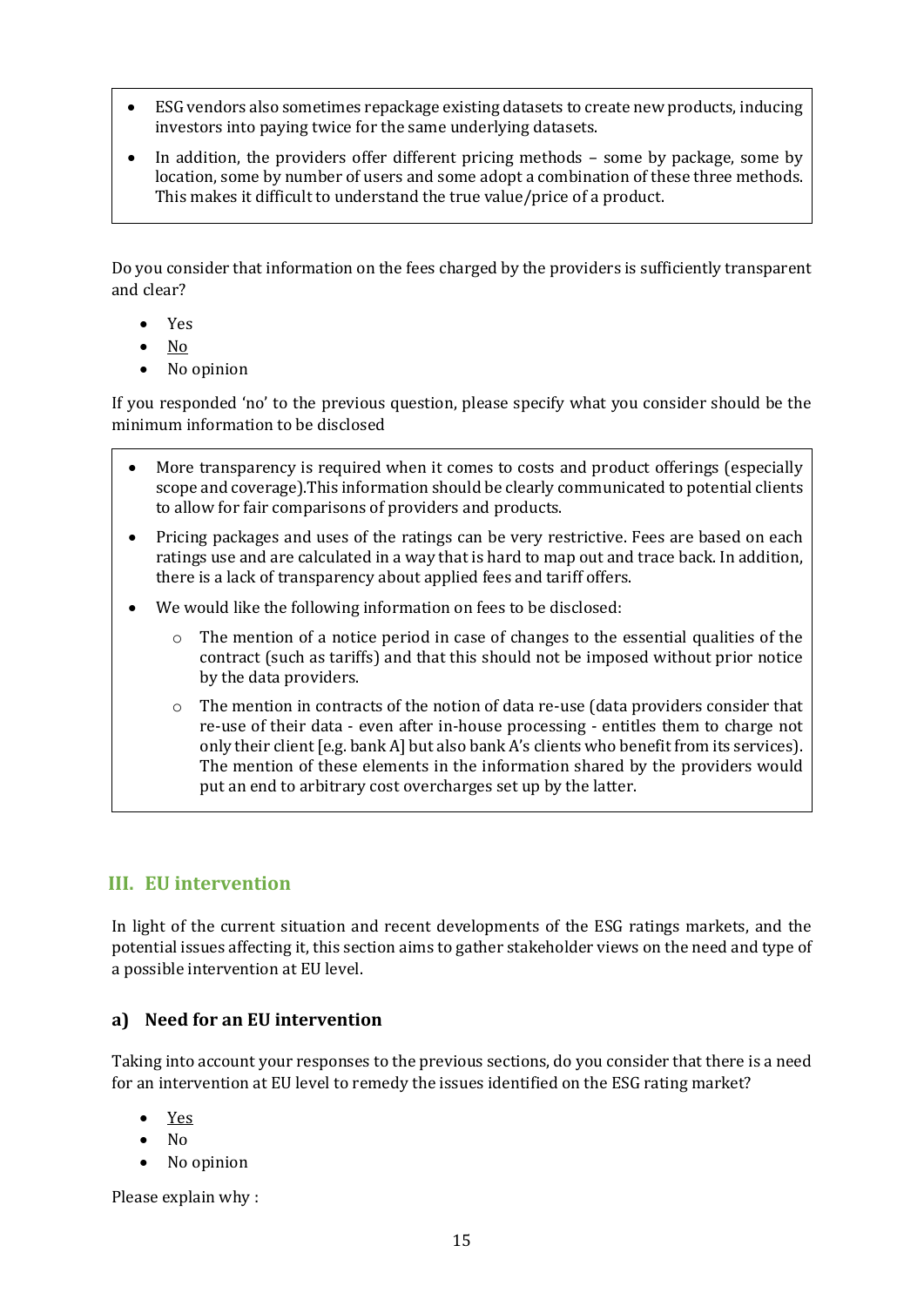- ESG vendors also sometimes repackage existing datasets to create new products, inducing investors into paying twice for the same underlying datasets.
- In addition, the providers offer different pricing methods – some by package, some by location, some by number of users and some adopt a combination of these three methods. This makes it difficult to understand the true value/price of a product.

Do you consider that information on the fees charged by the providers is sufficiently transparent and clear?

- Yes
- <u>No</u>
- No opinion

If you responded 'no' to the previous question, please specify what you consider should be the minimum information to be disclosed

- More transparency is required when it comes to costs and product offerings (especially scope and coverage).This information should be clearly communicated to potential clients to allow for fair comparisons of providers and products.
- Pricing packages and uses of the ratings can be very restrictive. Fees are based on each ratings use and are calculated in a way that is hard to map out and trace back. In addition, there is a lack of transparency about applied fees and tariff offers.
- We would like the following information on fees to be disclosed:
  - The mention of a notice period in case of changes to the essential qualities of the contract (such as tariffs) and that this should not be imposed without prior notice by the data providers.
  - The mention in contracts of the notion of data re-use (data providers consider that re-use of their data - even after in-house processing - entitles them to charge not only their client [e.g. bank A] but also bank A's clients who benefit from its services). The mention of these elements in the information shared by the providers would put an end to arbitrary cost overcharges set up by the latter.

## III. EU intervention

In light of the current situation and recent developments of the ESG ratings markets, and the potential issues affecting it, this section aims to gather stakeholder views on the need and type of a possible intervention at EU level.

### a) Need for an EU intervention

Taking into account your responses to the previous sections, do you consider that there is a need for an intervention at EU level to remedy the issues identified on the ESG rating market?

- <u>Yes</u>
- No
- No opinion

Please explain why :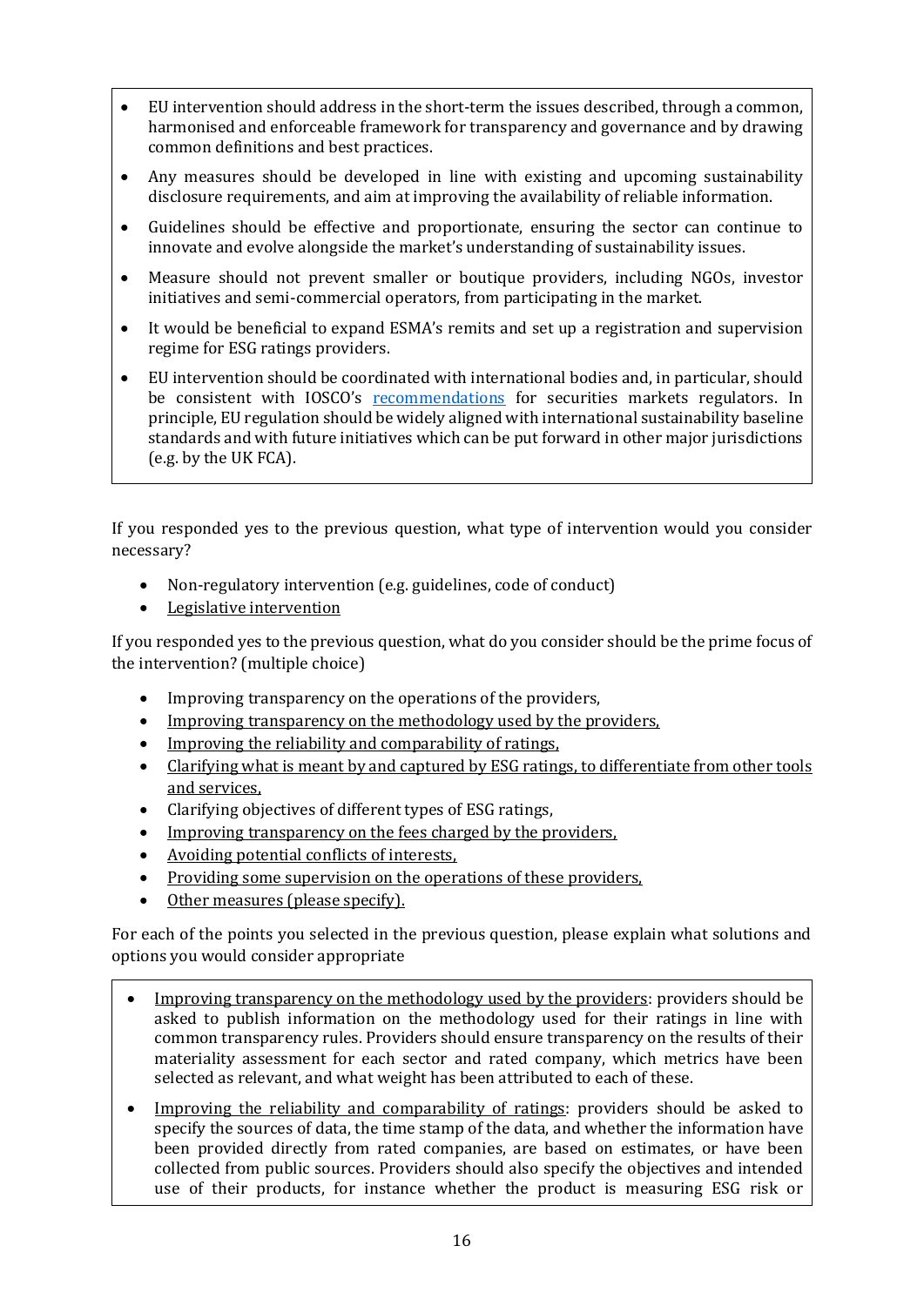- EU intervention should address in the short-term the issues described, through a common, harmonised and enforceable framework for transparency and governance and by drawing common definitions and best practices.
- Any measures should be developed in line with existing and upcoming sustainability disclosure requirements, and aim at improving the availability of reliable information.
- Guidelines should be effective and proportionate, ensuring the sector can continue to innovate and evolve alongside the market's understanding of sustainability issues.
- Measure should not prevent smaller or boutique providers, including NGOs, investor initiatives and semi-commercial operators, from participating in the market.
- It would be beneficial to expand ESMA's remits and set up a registration and supervision regime for ESG ratings providers.
- EU intervention should be coordinated with international bodies and, in particular, should be consistent with IOSCO's [recommendations]() for securities markets regulators. In principle, EU regulation should be widely aligned with international sustainability baseline standards and with future initiatives which can be put forward in other major jurisdictions (e.g. by the UK FCA).

If you responded yes to the previous question, what type of intervention would you consider necessary?

- Non-regulatory intervention (e.g. guidelines, code of conduct)
- <u>Legislative intervention</u>

If you responded yes to the previous question, what do you consider should be the prime focus of the intervention? (multiple choice)

- Improving transparency on the operations of the providers,
- <u>Improving transparency on the methodology used by the providers,</u>
- <u>Improving the reliability and comparability of ratings,</u>
- <u>Clarifying what is meant by and captured by ESG ratings, to differentiate from other tools and services,</u>
- Clarifying objectives of different types of ESG ratings,
- <u>Improving transparency on the fees charged by the providers,</u>
- <u>Avoiding potential conflicts of interests,</u>
- <u>Providing some supervision on the operations of these providers,</u>
- <u>Other measures (please specify).</u>

For each of the points you selected in the previous question, please explain what solutions and options you would consider appropriate

- <u>Improving transparency on the methodology used by the providers</u>: providers should be asked to publish information on the methodology used for their ratings in line with common transparency rules. Providers should ensure transparency on the results of their materiality assessment for each sector and rated company, which metrics have been selected as relevant, and what weight has been attributed to each of these.
- <u>Improving the reliability and comparability of ratings</u>: providers should be asked to specify the sources of data, the time stamp of the data, and whether the information have been provided directly from rated companies, are based on estimates, or have been collected from public sources. Providers should also specify the objectives and intended use of their products, for instance whether the product is measuring ESG risk or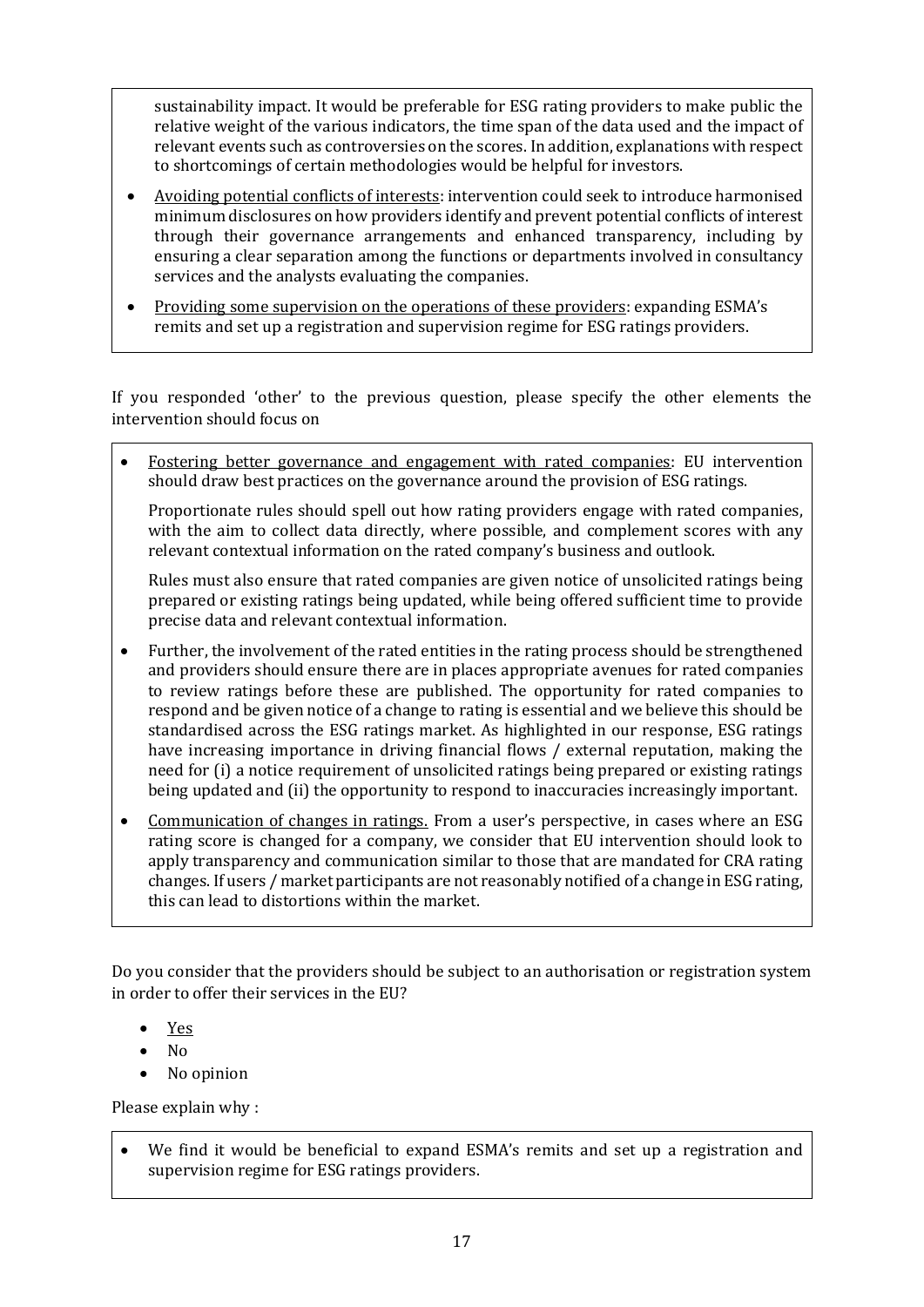sustainability impact. It would be preferable for ESG rating providers to make public the relative weight of the various indicators, the time span of the data used and the impact of relevant events such as controversies on the scores. In addition, explanations with respect to shortcomings of certain methodologies would be helpful for investors.

- Avoiding potential conflicts of interests: intervention could seek to introduce harmonised minimum disclosures on how providers identify and prevent potential conflicts of interest through their governance arrangements and enhanced transparency, including by ensuring a clear separation among the functions or departments involved in consultancy services and the analysts evaluating the companies.
- Providing some supervision on the operations of these providers: expanding ESMA's remits and set up a registration and supervision regime for ESG ratings providers.

If you responded 'other' to the previous question, please specify the other elements the intervention should focus on

- Fostering better governance and engagement with rated companies: EU intervention should draw best practices on the governance around the provision of ESG ratings.

  Proportionate rules should spell out how rating providers engage with rated companies, with the aim to collect data directly, where possible, and complement scores with any relevant contextual information on the rated company's business and outlook.

  Rules must also ensure that rated companies are given notice of unsolicited ratings being prepared or existing ratings being updated, while being offered sufficient time to provide precise data and relevant contextual information.

- Further, the involvement of the rated entities in the rating process should be strengthened and providers should ensure there are in places appropriate avenues for rated companies to review ratings before these are published. The opportunity for rated companies to respond and be given notice of a change to rating is essential and we believe this should be standardised across the ESG ratings market. As highlighted in our response, ESG ratings have increasing importance in driving financial flows / external reputation, making the need for (i) a notice requirement of unsolicited ratings being prepared or existing ratings being updated and (ii) the opportunity to respond to inaccuracies increasingly important.
- Communication of changes in ratings. From a user's perspective, in cases where an ESG rating score is changed for a company, we consider that EU intervention should look to apply transparency and communication similar to those that are mandated for CRA rating changes. If users / market participants are not reasonably notified of a change in ESG rating, this can lead to distortions within the market.

Do you consider that the providers should be subject to an authorisation or registration system in order to offer their services in the EU?

- Yes
- No
- No opinion

Please explain why :

- We find it would be beneficial to expand ESMA's remits and set up a registration and supervision regime for ESG ratings providers.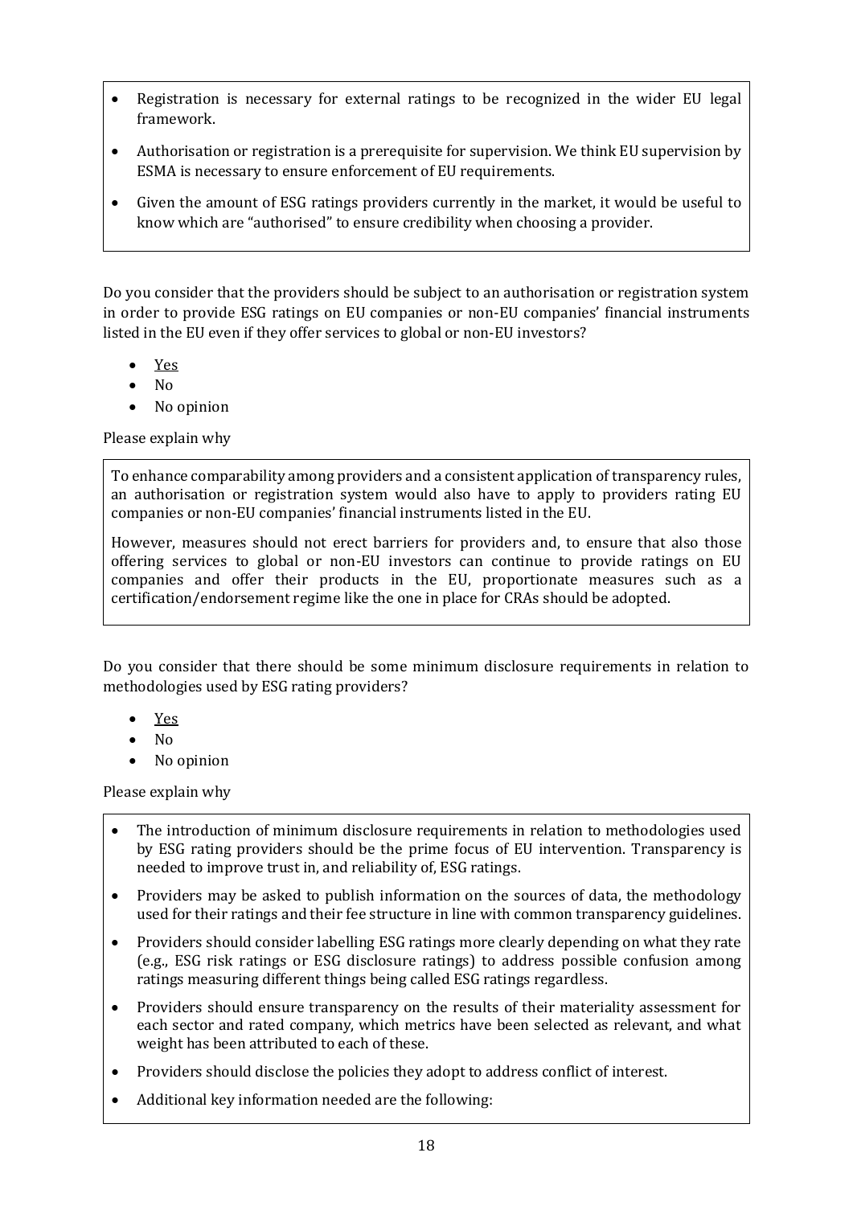- Registration is necessary for external ratings to be recognized in the wider EU legal framework.
- Authorisation or registration is a prerequisite for supervision. We think EU supervision by ESMA is necessary to ensure enforcement of EU requirements.
- Given the amount of ESG ratings providers currently in the market, it would be useful to know which are "authorised" to ensure credibility when choosing a provider.

Do you consider that the providers should be subject to an authorisation or registration system in order to provide ESG ratings on EU companies or non-EU companies' financial instruments listed in the EU even if they offer services to global or non-EU investors?

- Yes
- No
- No opinion

Please explain why

To enhance comparability among providers and a consistent application of transparency rules, an authorisation or registration system would also have to apply to providers rating EU companies or non-EU companies' financial instruments listed in the EU.

However, measures should not erect barriers for providers and, to ensure that also those offering services to global or non-EU investors can continue to provide ratings on EU companies and offer their products in the EU, proportionate measures such as a certification/endorsement regime like the one in place for CRAs should be adopted.

Do you consider that there should be some minimum disclosure requirements in relation to methodologies used by ESG rating providers?

- Yes
- No
- No opinion

Please explain why

- The introduction of minimum disclosure requirements in relation to methodologies used by ESG rating providers should be the prime focus of EU intervention. Transparency is needed to improve trust in, and reliability of, ESG ratings.
- Providers may be asked to publish information on the sources of data, the methodology used for their ratings and their fee structure in line with common transparency guidelines.
- Providers should consider labelling ESG ratings more clearly depending on what they rate (e.g., ESG risk ratings or ESG disclosure ratings) to address possible confusion among ratings measuring different things being called ESG ratings regardless.
- Providers should ensure transparency on the results of their materiality assessment for each sector and rated company, which metrics have been selected as relevant, and what weight has been attributed to each of these.
- Providers should disclose the policies they adopt to address conflict of interest.
- Additional key information needed are the following: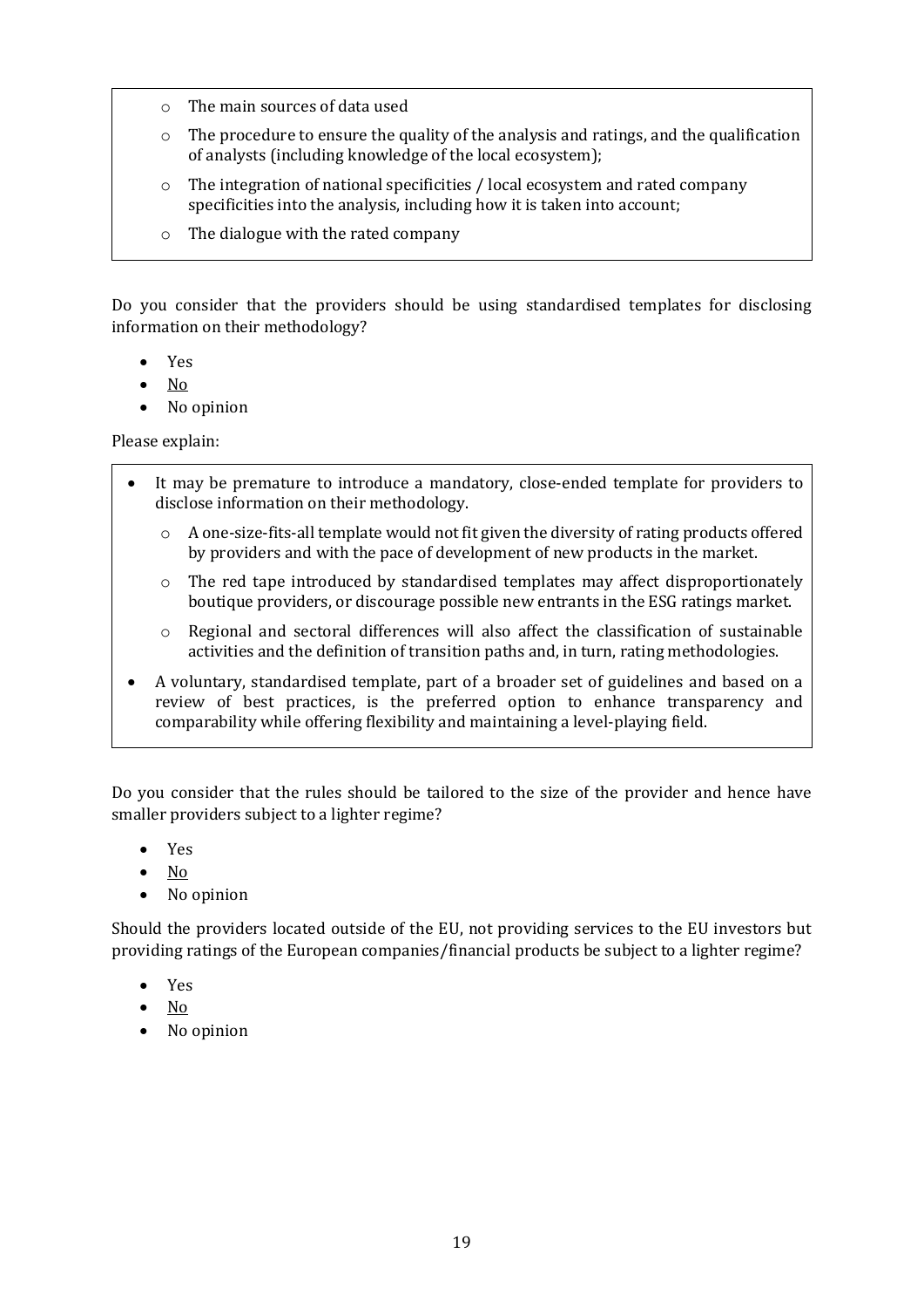- The main sources of data used
- The procedure to ensure the quality of the analysis and ratings, and the qualification of analysts (including knowledge of the local ecosystem);
- The integration of national specificities / local ecosystem and rated company specificities into the analysis, including how it is taken into account;
- The dialogue with the rated company

Do you consider that the providers should be using standardised templates for disclosing information on their methodology?

- Yes
- <u>No</u>
- No opinion

Please explain:

- It may be premature to introduce a mandatory, close-ended template for providers to disclose information on their methodology.
  - A one-size-fits-all template would not fit given the diversity of rating products offered by providers and with the pace of development of new products in the market.
  - The red tape introduced by standardised templates may affect disproportionately boutique providers, or discourage possible new entrants in the ESG ratings market.
  - Regional and sectoral differences will also affect the classification of sustainable activities and the definition of transition paths and, in turn, rating methodologies.
- A voluntary, standardised template, part of a broader set of guidelines and based on a review of best practices, is the preferred option to enhance transparency and comparability while offering flexibility and maintaining a level-playing field.

Do you consider that the rules should be tailored to the size of the provider and hence have smaller providers subject to a lighter regime?

- Yes
- <u>No</u>
- No opinion

Should the providers located outside of the EU, not providing services to the EU investors but providing ratings of the European companies/financial products be subject to a lighter regime?

- Yes
- <u>No</u>
- No opinion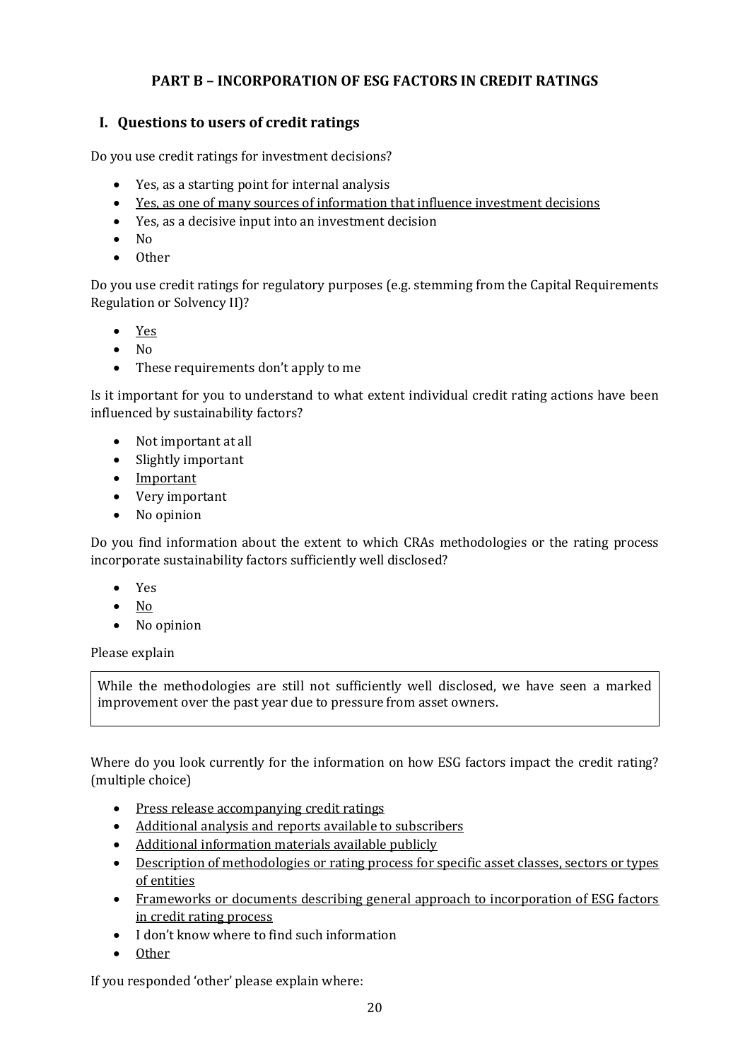## PART B – INCORPORATION OF ESG FACTORS IN CREDIT RATINGS

### I. Questions to users of credit ratings

Do you use credit ratings for investment decisions?

- Yes, as a starting point for internal analysis
- <u>Yes, as one of many sources of information that influence investment decisions</u>
- Yes, as a decisive input into an investment decision
- No
- Other

Do you use credit ratings for regulatory purposes (e.g. stemming from the Capital Requirements Regulation or Solvency II)?

- <u>Yes</u>
- No
- These requirements don't apply to me

Is it important for you to understand to what extent individual credit rating actions have been influenced by sustainability factors?

- Not important at all
- Slightly important
- <u>Important</u>
- Very important
- No opinion

Do you find information about the extent to which CRAs methodologies or the rating process incorporate sustainability factors sufficiently well disclosed?

- Yes
- <u>No</u>
- No opinion

Please explain

> While the methodologies are still not sufficiently well disclosed, we have seen a marked improvement over the past year due to pressure from asset owners.

Where do you look currently for the information on how ESG factors impact the credit rating? (multiple choice)

- <u>Press release accompanying credit ratings</u>
- <u>Additional analysis and reports available to subscribers</u>
- <u>Additional information materials available publicly</u>
- <u>Description of methodologies or rating process for specific asset classes, sectors or types of entities</u>
- <u>Frameworks or documents describing general approach to incorporation of ESG factors in credit rating process</u>
- I don't know where to find such information
- <u>Other</u>

If you responded 'other' please explain where: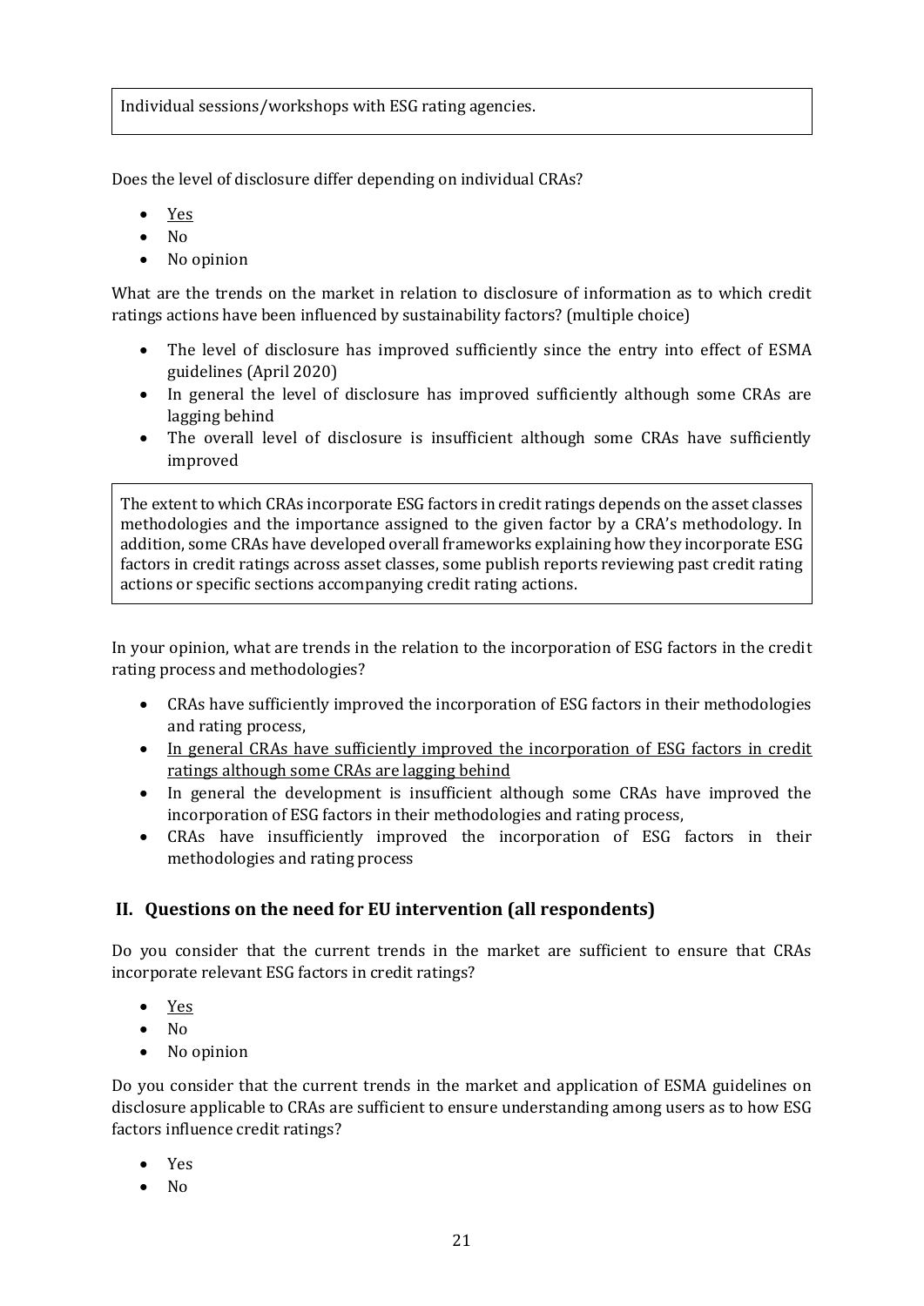Individual sessions/workshops with ESG rating agencies.

Does the level of disclosure differ depending on individual CRAs?

- <u>Yes</u>
- No
- No opinion

What are the trends on the market in relation to disclosure of information as to which credit ratings actions have been influenced by sustainability factors? (multiple choice)

- The level of disclosure has improved sufficiently since the entry into effect of ESMA guidelines (April 2020)
- In general the level of disclosure has improved sufficiently although some CRAs are lagging behind
- The overall level of disclosure is insufficient although some CRAs have sufficiently improved

The extent to which CRAs incorporate ESG factors in credit ratings depends on the asset classes methodologies and the importance assigned to the given factor by a CRA's methodology. In addition, some CRAs have developed overall frameworks explaining how they incorporate ESG factors in credit ratings across asset classes, some publish reports reviewing past credit rating actions or specific sections accompanying credit rating actions.

In your opinion, what are trends in the relation to the incorporation of ESG factors in the credit rating process and methodologies?

- CRAs have sufficiently improved the incorporation of ESG factors in their methodologies and rating process,
- <u>In general CRAs have sufficiently improved the incorporation of ESG factors in credit ratings although some CRAs are lagging behind</u>
- In general the development is insufficient although some CRAs have improved the incorporation of ESG factors in their methodologies and rating process,
- CRAs have insufficiently improved the incorporation of ESG factors in their methodologies and rating process

## II. Questions on the need for EU intervention (all respondents)

Do you consider that the current trends in the market are sufficient to ensure that CRAs incorporate relevant ESG factors in credit ratings?

- <u>Yes</u>
- No
- No opinion

Do you consider that the current trends in the market and application of ESMA guidelines on disclosure applicable to CRAs are sufficient to ensure understanding among users as to how ESG factors influence credit ratings?

- Yes
- No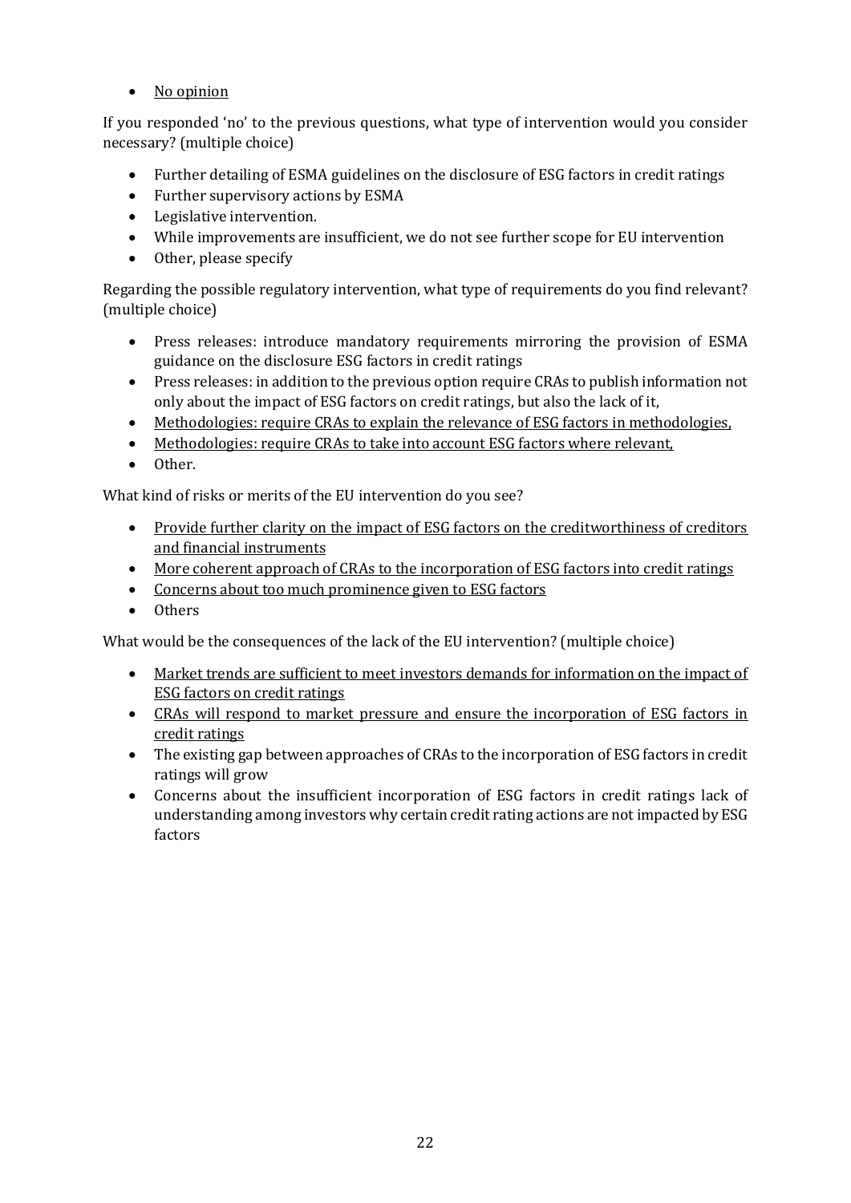- <u>No opinion</u>

If you responded 'no' to the previous questions, what type of intervention would you consider necessary? (multiple choice)

- Further detailing of ESMA guidelines on the disclosure of ESG factors in credit ratings
- Further supervisory actions by ESMA
- Legislative intervention.
- While improvements are insufficient, we do not see further scope for EU intervention
- Other, please specify

Regarding the possible regulatory intervention, what type of requirements do you find relevant? (multiple choice)

- Press releases: introduce mandatory requirements mirroring the provision of ESMA guidance on the disclosure ESG factors in credit ratings
- Press releases: in addition to the previous option require CRAs to publish information not only about the impact of ESG factors on credit ratings, but also the lack of it,
- <u>Methodologies: require CRAs to explain the relevance of ESG factors in methodologies,</u>
- <u>Methodologies: require CRAs to take into account ESG factors where relevant,</u>
- Other.

What kind of risks or merits of the EU intervention do you see?

- <u>Provide further clarity on the impact of ESG factors on the creditworthiness of creditors and financial instruments</u>
- <u>More coherent approach of CRAs to the incorporation of ESG factors into credit ratings</u>
- <u>Concerns about too much prominence given to ESG factors</u>
- Others

What would be the consequences of the lack of the EU intervention? (multiple choice)

- <u>Market trends are sufficient to meet investors demands for information on the impact of ESG factors on credit ratings</u>
- <u>CRAs will respond to market pressure and ensure the incorporation of ESG factors in credit ratings</u>
- The existing gap between approaches of CRAs to the incorporation of ESG factors in credit ratings will grow
- Concerns about the insufficient incorporation of ESG factors in credit ratings lack of understanding among investors why certain credit rating actions are not impacted by ESG factors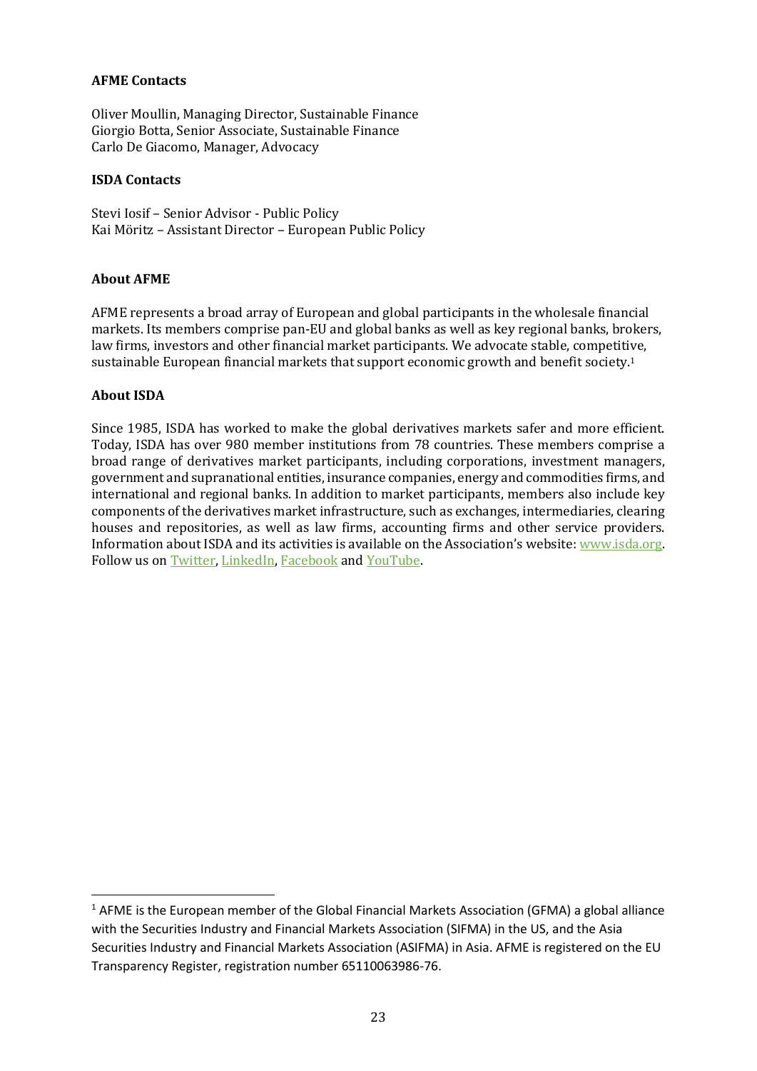**AFME Contacts**

Oliver Moullin, Managing Director, Sustainable Finance
Giorgio Botta, Senior Associate, Sustainable Finance
Carlo De Giacomo, Manager, Advocacy

**ISDA Contacts**

Stevi Iosif – Senior Advisor - Public Policy
Kai Möritz – Assistant Director – European Public Policy

**About AFME**

AFME represents a broad array of European and global participants in the wholesale financial markets. Its members comprise pan-EU and global banks as well as key regional banks, brokers, law firms, investors and other financial market participants. We advocate stable, competitive, sustainable European financial markets that support economic growth and benefit society.[1]

**About ISDA**

Since 1985, ISDA has worked to make the global derivatives markets safer and more efficient. Today, ISDA has over 980 member institutions from 78 countries. These members comprise a broad range of derivatives market participants, including corporations, investment managers, government and supranational entities, insurance companies, energy and commodities firms, and international and regional banks. In addition to market participants, members also include key components of the derivatives market infrastructure, such as exchanges, intermediaries, clearing houses and repositories, as well as law firms, accounting firms and other service providers. Information about ISDA and its activities is available on the Association's website: www.isda.org. Follow us on Twitter, LinkedIn, Facebook and YouTube.

[1] AFME is the European member of the Global Financial Markets Association (GFMA) a global alliance with the Securities Industry and Financial Markets Association (SIFMA) in the US, and the Asia Securities Industry and Financial Markets Association (ASIFMA) in Asia. AFME is registered on the EU Transparency Register, registration number 65110063986-76.